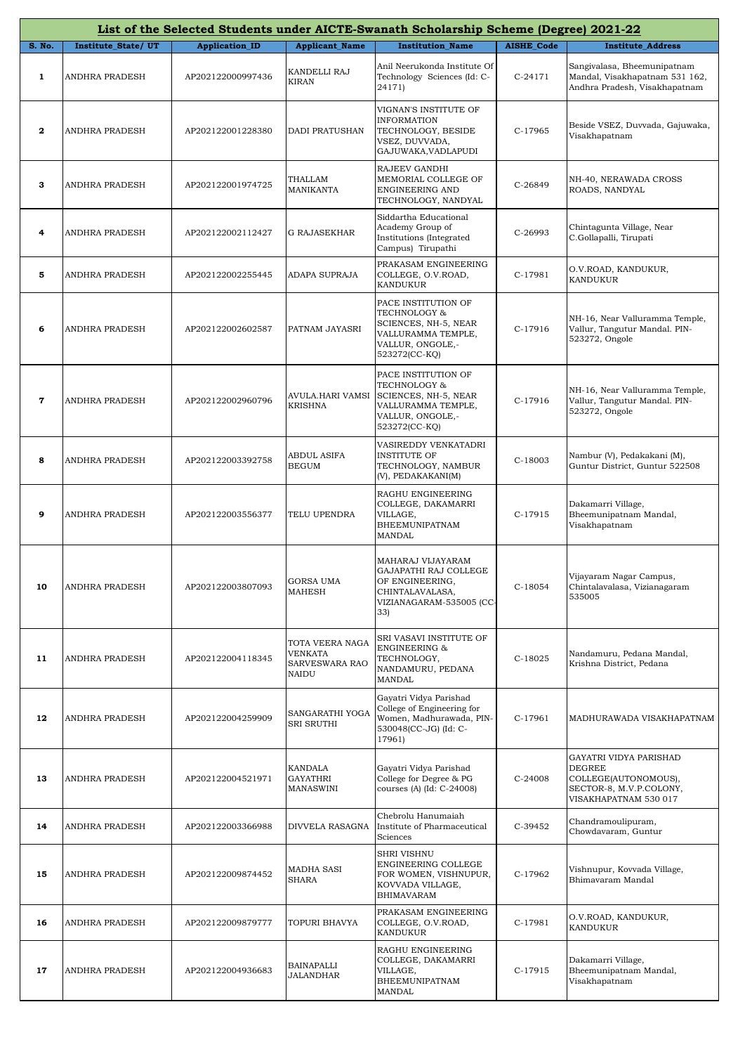# List of the Selected Students under AICTE-Swanath Scholarship Scheme (Degree) 2021-22

| S. No. | Institute_State/ UT | Application_ID | Applicant_Name | Institution_Name | AISHE_Code | Institute_Address |
|---|---|---|---|---|---|---|
| 1 | ANDHRA PRADESH | AP202122000997436 | KANDELLI RAJ KIRAN | Anil Neerukonda Institute Of Technology Sciences (Id: C-24171) | C-24171 | Sangivalasa, Bheemunipatnam Mandal, Visakhapatnam 531 162, Andhra Pradesh, Visakhapatnam |
| 2 | ANDHRA PRADESH | AP202122001228380 | DADI PRATUSHAN | VIGNAN'S INSTITUTE OF INFORMATION TECHNOLOGY, BESIDE VSEZ, DUVVADA, GAJUWAKA,VADLAPUDI | C-17965 | Beside VSEZ, Duvvada, Gajuwaka, Visakhapatnam |
| 3 | ANDHRA PRADESH | AP202122001974725 | THALLAM MANIKANTA | RAJEEV GANDHI MEMORIAL COLLEGE OF ENGINEERING AND TECHNOLOGY, NANDYAL | C-26849 | NH-40, NERAWADA CROSS ROADS, NANDYAL |
| 4 | ANDHRA PRADESH | AP202122002112427 | G RAJASEKHAR | Siddartha Educational Academy Group of Institutions (Integrated Campus) Tirupathi | C-26993 | Chintagunta Village, Near C.Gollapalli, Tirupati |
| 5 | ANDHRA PRADESH | AP202122002255445 | ADAPA SUPRAJA | PRAKASAM ENGINEERING COLLEGE, O.V.ROAD, KANDUKUR | C-17981 | O.V.ROAD, KANDUKUR, KANDUKUR |
| 6 | ANDHRA PRADESH | AP202122002602587 | PATNAM JAYASRI | PACE INSTITUTION OF TECHNOLOGY & SCIENCES, NH-5, NEAR VALLURAMMA TEMPLE, VALLUR, ONGOLE,-523272(CC-KQ) | C-17916 | NH-16, Near Valluramma Temple, Vallur, Tangutur Mandal. PIN-523272, Ongole |
| 7 | ANDHRA PRADESH | AP202122002960796 | AVULA.HARI VAMSI KRISHNA | PACE INSTITUTION OF TECHNOLOGY & SCIENCES, NH-5, NEAR VALLURAMMA TEMPLE, VALLUR, ONGOLE,-523272(CC-KQ) | C-17916 | NH-16, Near Valluramma Temple, Vallur, Tangutur Mandal. PIN-523272, Ongole |
| 8 | ANDHRA PRADESH | AP202122003392758 | ABDUL ASIFA BEGUM | VASIREDDY VENKATADRI INSTITUTE OF TECHNOLOGY, NAMBUR (V), PEDAKAKANI(M) | C-18003 | Nambur (V), Pedakakani (M), Guntur District, Guntur 522508 |
| 9 | ANDHRA PRADESH | AP202122003556377 | TELU UPENDRA | RAGHU ENGINEERING COLLEGE, DAKAMARRI VILLAGE, BHEEMUNIPATNAM MANDAL | C-17915 | Dakamarri Village, Bheemunipatnam Mandal, Visakhapatnam |
| 10 | ANDHRA PRADESH | AP202122003807093 | GORSA UMA MAHESH | MAHARAJ VIJAYARAM GAJAPATHI RAJ COLLEGE OF ENGINEERING, CHINTALAVALASA, VIZIANAGARAM-535005 (CC-33) | C-18054 | Vijayaram Nagar Campus, Chintalavalasa, Vizianagaram 535005 |
| 11 | ANDHRA PRADESH | AP202122004118345 | TOTA VEERA NAGA VENKATA SARVESWARA RAO NAIDU | SRI VASAVI INSTITUTE OF ENGINEERING & TECHNOLOGY, NANDAMURU, PEDANA MANDAL | C-18025 | Nandamuru, Pedana Mandal, Krishna District, Pedana |
| 12 | ANDHRA PRADESH | AP202122004259909 | SANGARATHI YOGA SRI SRUTHI | Gayatri Vidya Parishad College of Engineering for Women, Madhurawada, PIN-530048(CC-JG) (Id: C-17961) | C-17961 | MADHURAWADA VISAKHAPATNAM |
| 13 | ANDHRA PRADESH | AP202122004521971 | KANDALA GAYATHRI MANASWINI | Gayatri Vidya Parishad College for Degree & PG courses (A) (Id: C-24008) | C-24008 | GAYATRI VIDYA PARISHAD DEGREE COLLEGE(AUTONOMOUS), SECTOR-8, M.V.P.COLONY, VISAKHAPATNAM 530 017 |
| 14 | ANDHRA PRADESH | AP202122003366988 | DIVVELA RASAGNA | Chebrolu Hanumaiah Institute of Pharmaceutical Sciences | C-39452 | Chandramoulipuram, Chowdavaram, Guntur |
| 15 | ANDHRA PRADESH | AP202122009874452 | MADHA SASI SHARA | SHRI VISHNU ENGINEERING COLLEGE FOR WOMEN, VISHNUPUR, KOVVADA VILLAGE, BHIMAVARAM | C-17962 | Vishnupur, Kovvada Village, Bhimavaram Mandal |
| 16 | ANDHRA PRADESH | AP202122009879777 | TOPURI BHAVYA | PRAKASAM ENGINEERING COLLEGE, O.V.ROAD, KANDUKUR | C-17981 | O.V.ROAD, KANDUKUR, KANDUKUR |
| 17 | ANDHRA PRADESH | AP202122004936683 | BAINAPALLI JALANDHAR | RAGHU ENGINEERING COLLEGE, DAKAMARRI VILLAGE, BHEEMUNIPATNAM MANDAL | C-17915 | Dakamarri Village, Bheemunipatnam Mandal, Visakhapatnam |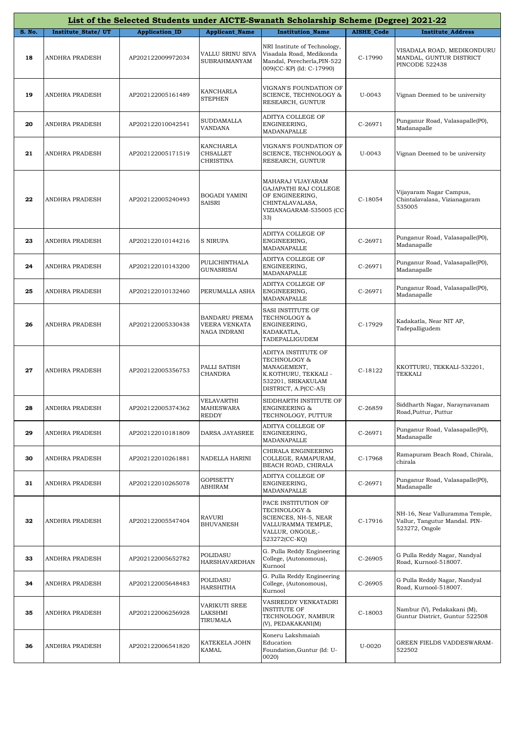| List of the Selected Students under AICTE-Swanath Scholarship Scheme (Degree) 2021-22 | | | | | | |
|---|---|---|---|---|---|---|
| **S. No.** | **Institute_State/ UT** | **Application_ID** | **Applicant_Name** | **Institution_Name** | **AISHE_Code** | **Institute_Address** |
| 18 | ANDHRA PRADESH | AP202122009972034 | VALLU SRINU SIVA SUBRAHMANYAM | NRI Institute of Technology, Visadala Road, Medikonda Mandal, Perecherla,PIN-522 009(CC-KP) (Id: C-17990) | C-17990 | VISADALA ROAD, MEDIKONDURU MANDAL, GUNTUR DISTRICT PINCODE 522438 |
| 19 | ANDHRA PRADESH | AP202122005161489 | KANCHARLA STEPHEN | VIGNAN'S FOUNDATION OF SCIENCE, TECHNOLOGY & RESEARCH, GUNTUR | U-0043 | Vignan Deemed to be university |
| 20 | ANDHRA PRADESH | AP202122010042541 | SUDDAMALLA VANDANA | ADITYA COLLEGE OF ENGINEERING, MADANAPALLE | C-26971 | Punganur Road, Valasapalle(P0), Madanapalle |
| 21 | ANDHRA PRADESH | AP202122005171519 | KANCHARLA CHSALLET CHRISTINA | VIGNAN'S FOUNDATION OF SCIENCE, TECHNOLOGY & RESEARCH, GUNTUR | U-0043 | Vignan Deemed to be university |
| 22 | ANDHRA PRADESH | AP202122005240493 | BOGADI YAMINI SAISRI | MAHARAJ VIJAYARAM GAJAPATHI RAJ COLLEGE OF ENGINEERING, CHINTALAVALASA, VIZIANAGARAM-535005 (CC-33) | C-18054 | Vijayaram Nagar Campus, Chintalavalasa, Vizianagaram 535005 |
| 23 | ANDHRA PRADESH | AP202122010144216 | S NIRUPA | ADITYA COLLEGE OF ENGINEERING, MADANAPALLE | C-26971 | Punganur Road, Valasapalle(P0), Madanapalle |
| 24 | ANDHRA PRADESH | AP202122010143200 | PULICHINTHALA GUNASRISAI | ADITYA COLLEGE OF ENGINEERING, MADANAPALLE | C-26971 | Punganur Road, Valasapalle(P0), Madanapalle |
| 25 | ANDHRA PRADESH | AP202122010132460 | PERUMALLA ASHA | ADITYA COLLEGE OF ENGINEERING, MADANAPALLE | C-26971 | Punganur Road, Valasapalle(P0), Madanapalle |
| 26 | ANDHRA PRADESH | AP202122005330438 | BANDARU PREMA VEERA VENKATA NAGA INDRANI | SASI INSTITUTE OF TECHNOLOGY & ENGINEERING, KADAKATLA, TADEPALLIGUDEM | C-17929 | Kadakatla, Near NIT AP, Tadepalligudem |
| 27 | ANDHRA PRADESH | AP202122005356753 | PALLI SATISH CHANDRA | ADITYA INSTITUTE OF TECHNOLOGY & MANAGEMENT, K.KOTHURU, TEKKALI - 532201, SRIKAKULAM DISTRICT, A.P(CC-A5) | C-18122 | KKOTTURU, TEKKALI-532201, TEKKALI |
| 28 | ANDHRA PRADESH | AP202122005374362 | VELAVARTHI MAHESWARA REDDY | SIDDHARTH INSTITUTE OF ENGINEERING & TECHNOLOGY, PUTTUR | C-26859 | Siddharth Nagar, Naraynavanam Road,Puttur, Puttur |
| 29 | ANDHRA PRADESH | AP202122010181809 | DARSA JAYASREE | ADITYA COLLEGE OF ENGINEERING, MADANAPALLE | C-26971 | Punganur Road, Valasapalle(P0), Madanapalle |
| 30 | ANDHRA PRADESH | AP202122010261881 | NADELLA HARINI | CHIRALA ENGINEERING COLLEGE, RAMAPURAM, BEACH ROAD, CHIRALA | C-17968 | Ramapuram Beach Road, Chirala, chirala |
| 31 | ANDHRA PRADESH | AP202122010265078 | GOPISETTY ABHIRAM | ADITYA COLLEGE OF ENGINEERING, MADANAPALLE | C-26971 | Punganur Road, Valasapalle(P0), Madanapalle |
| 32 | ANDHRA PRADESH | AP202122005547404 | RAVURI BHUVANESH | PACE INSTITUTION OF TECHNOLOGY & SCIENCES, NH-5, NEAR VALLURAMMA TEMPLE, VALLUR, ONGOLE,-523272(CC-KQ) | C-17916 | NH-16, Near Valluramma Temple, Vallur, Tangutur Mandal. PIN-523272, Ongole |
| 33 | ANDHRA PRADESH | AP202122005652782 | POLIDASU HARSHAVARDHAN | G. Pulla Reddy Engineering College, (Autonomous), Kurnool | C-26905 | G Pulla Reddy Nagar, Nandyal Road, Kurnool-518007. |
| 34 | ANDHRA PRADESH | AP202122005648483 | POLIDASU HARSHITHA | G. Pulla Reddy Engineering College, (Autonomous), Kurnool | C-26905 | G Pulla Reddy Nagar, Nandyal Road, Kurnool-518007. |
| 35 | ANDHRA PRADESH | AP202122006256928 | VARIKUTI SREE LAKSHMI TIRUMALA | VASIREDDY VENKATADRI INSTITUTE OF TECHNOLOGY, NAMBUR (V), PEDAKAKANI(M) | C-18003 | Nambur (V), Pedakakani (M), Guntur District, Guntur 522508 |
| 36 | ANDHRA PRADESH | AP202122006541820 | KATEKELA JOHN KAMAL | Koneru Lakshmaiah Education Foundation,Guntur (Id: U-0020) | U-0020 | GREEN FIELDS VADDESWARAM-522502 |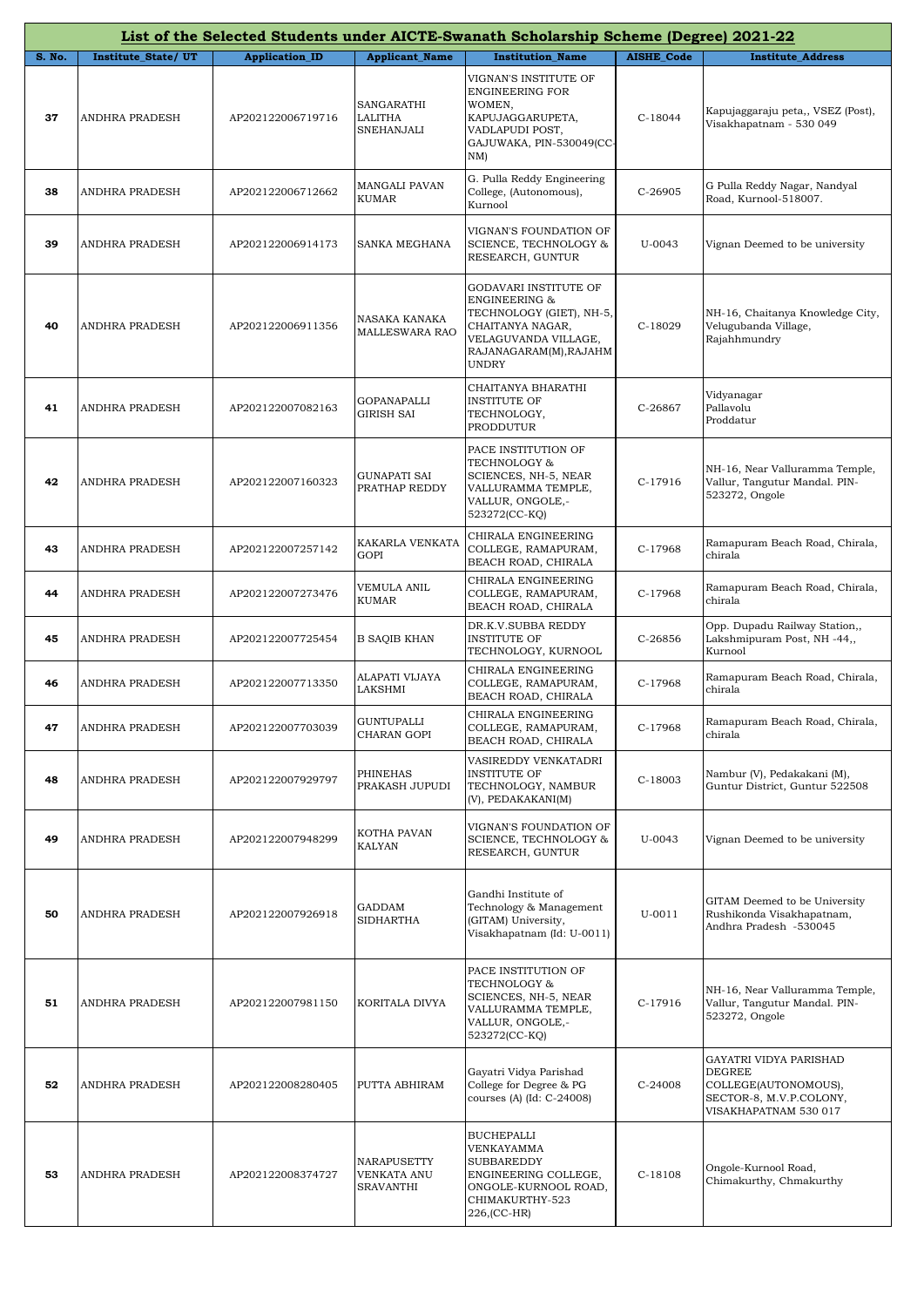| S. No. | Institute_State/ UT | Application_ID | Applicant_Name | Institution_Name | AISHE_Code | Institute_Address |
|---|---|---|---|---|---|---|
| List of the Selected Students under AICTE-Swanath Scholarship Scheme (Degree) 2021-22 | | | | | | |
| 37 | ANDHRA PRADESH | AP202122006719716 | SANGARATHI LALITHA SNEHANJALI | VIGNAN'S INSTITUTE OF ENGINEERING FOR WOMEN, KAPUJAGGARUPETA, VADLAPUDI POST, GAJUWAKA, PIN-530049(CC-NM) | C-18044 | Kapujaggaraju peta,, VSEZ (Post), Visakhapatnam - 530 049 |
| 38 | ANDHRA PRADESH | AP202122006712662 | MANGALI PAVAN KUMAR | G. Pulla Reddy Engineering College, (Autonomous), Kurnool | C-26905 | G Pulla Reddy Nagar, Nandyal Road, Kurnool-518007. |
| 39 | ANDHRA PRADESH | AP202122006914173 | SANKA MEGHANA | VIGNAN'S FOUNDATION OF SCIENCE, TECHNOLOGY & RESEARCH, GUNTUR | U-0043 | Vignan Deemed to be university |
| 40 | ANDHRA PRADESH | AP202122006911356 | NASAKA KANAKA MALLESWARA RAO | GODAVARI INSTITUTE OF ENGINEERING & TECHNOLOGY (GIET), NH-5, CHAITANYA NAGAR, VELAGUVANDA VILLAGE, RAJANAGARAM(M),RAJAHMUNDRY | C-18029 | NH-16, Chaitanya Knowledge City, Velugubanda Village, Rajahhmundry |
| 41 | ANDHRA PRADESH | AP202122007082163 | GOPANAPALLI GIRISH SAI | CHAITANYA BHARATHI INSTITUTE OF TECHNOLOGY, PRODDUTUR | C-26867 | Vidyanagar Pallavolu Proddatur |
| 42 | ANDHRA PRADESH | AP202122007160323 | GUNAPATI SAI PRATHAP REDDY | PACE INSTITUTION OF TECHNOLOGY & SCIENCES, NH-5, NEAR VALLURAMMA TEMPLE, VALLUR, ONGOLE,-523272(CC-KQ) | C-17916 | NH-16, Near Valluramma Temple, Vallur, Tangutur Mandal. PIN-523272, Ongole |
| 43 | ANDHRA PRADESH | AP202122007257142 | KAKARLA VENKATA GOPI | CHIRALA ENGINEERING COLLEGE, RAMAPURAM, BEACH ROAD, CHIRALA | C-17968 | Ramapuram Beach Road, Chirala, chirala |
| 44 | ANDHRA PRADESH | AP202122007273476 | VEMULA ANIL KUMAR | CHIRALA ENGINEERING COLLEGE, RAMAPURAM, BEACH ROAD, CHIRALA | C-17968 | Ramapuram Beach Road, Chirala, chirala |
| 45 | ANDHRA PRADESH | AP202122007725454 | B SAQIB KHAN | DR.K.V.SUBBA REDDY INSTITUTE OF TECHNOLOGY, KURNOOL | C-26856 | Opp. Dupadu Railway Station,, Lakshmipuram Post, NH -44,, Kurnool |
| 46 | ANDHRA PRADESH | AP202122007713350 | ALAPATI VIJAYA LAKSHMI | CHIRALA ENGINEERING COLLEGE, RAMAPURAM, BEACH ROAD, CHIRALA | C-17968 | Ramapuram Beach Road, Chirala, chirala |
| 47 | ANDHRA PRADESH | AP202122007703039 | GUNTUPALLI CHARAN GOPI | CHIRALA ENGINEERING COLLEGE, RAMAPURAM, BEACH ROAD, CHIRALA | C-17968 | Ramapuram Beach Road, Chirala, chirala |
| 48 | ANDHRA PRADESH | AP202122007929797 | PHINEHAS PRAKASH JUPUDI | VASIREDDY VENKATADRI INSTITUTE OF TECHNOLOGY, NAMBUR (V), PEDAKAKANI(M) | C-18003 | Nambur (V), Pedakakani (M), Guntur District, Guntur 522508 |
| 49 | ANDHRA PRADESH | AP202122007948299 | KOTHA PAVAN KALYAN | VIGNAN'S FOUNDATION OF SCIENCE, TECHNOLOGY & RESEARCH, GUNTUR | U-0043 | Vignan Deemed to be university |
| 50 | ANDHRA PRADESH | AP202122007926918 | GADDAM SIDHARTHA | Gandhi Institute of Technology & Management (GITAM) University, Visakhapatnam (Id: U-0011) | U-0011 | GITAM Deemed to be University Rushikonda Visakhapatnam, Andhra Pradesh -530045 |
| 51 | ANDHRA PRADESH | AP202122007981150 | KORITALA DIVYA | PACE INSTITUTION OF TECHNOLOGY & SCIENCES, NH-5, NEAR VALLURAMMA TEMPLE, VALLUR, ONGOLE,-523272(CC-KQ) | C-17916 | NH-16, Near Valluramma Temple, Vallur, Tangutur Mandal. PIN-523272, Ongole |
| 52 | ANDHRA PRADESH | AP202122008280405 | PUTTA ABHIRAM | Gayatri Vidya Parishad College for Degree & PG courses (A) (Id: C-24008) | C-24008 | GAYATRI VIDYA PARISHAD DEGREE COLLEGE(AUTONOMOUS), SECTOR-8, M.V.P.COLONY, VISAKHAPATNAM 530 017 |
| 53 | ANDHRA PRADESH | AP202122008374727 | NARAPUSETTY VENKATA ANU SRAVANTHI | BUCHEPALLI VENKAYAMMA SUBBAREDDY ENGINEERING COLLEGE, ONGOLE-KURNOOL ROAD, CHIMAKURTHY-523 226,(CC-HR) | C-18108 | Ongole-Kurnool Road, Chimakurthy, Chmakurthy |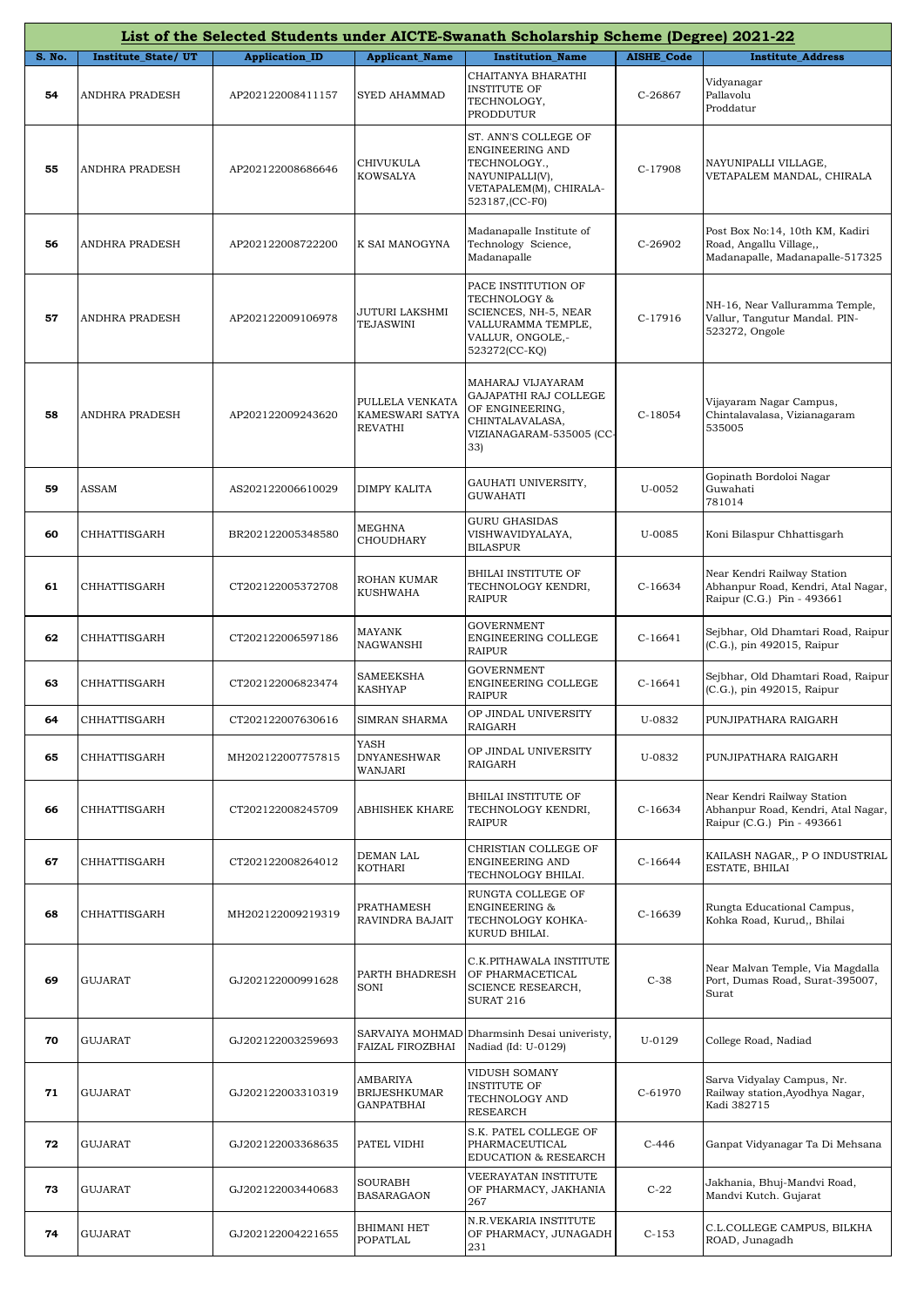| List of the Selected Students under AICTE-Swanath Scholarship Scheme (Degree) 2021-22 | | | | | | |
|---|---|---|---|---|---|---|
| **S. No.** | **Institute_State/ UT** | **Application_ID** | **Applicant_Name** | **Institution_Name** | **AISHE_Code** | **Institute_Address** |
| 54 | ANDHRA PRADESH | AP202122008411157 | SYED AHAMMAD | CHAITANYA BHARATHI INSTITUTE OF TECHNOLOGY, PRODDUTUR | C-26867 | Vidyanagar Pallavolu Proddatur |
| 55 | ANDHRA PRADESH | AP202122008686646 | CHIVUKULA KOWSALYA | ST. ANN'S COLLEGE OF ENGINEERING AND TECHNOLOGY., NAYUNIPALLI(V), VETAPALEM(M), CHIRALA-523187,(CC-F0) | C-17908 | NAYUNIPALLI VILLAGE, VETAPALEM MANDAL, CHIRALA |
| 56 | ANDHRA PRADESH | AP202122008722200 | K SAI MANOGYNA | Madanapalle Institute of Technology Science, Madanapalle | C-26902 | Post Box No:14, 10th KM, Kadiri Road, Angallu Village,, Madanapalle, Madanapalle-517325 |
| 57 | ANDHRA PRADESH | AP202122009106978 | JUTURI LAKSHMI TEJASWINI | PACE INSTITUTION OF TECHNOLOGY & SCIENCES, NH-5, NEAR VALLURAMMA TEMPLE, VALLUR, ONGOLE,-523272(CC-KQ) | C-17916 | NH-16, Near Valluramma Temple, Vallur, Tangutur Mandal. PIN-523272, Ongole |
| 58 | ANDHRA PRADESH | AP202122009243620 | PULLELA VENKATA KAMESWARI SATYA REVATHI | MAHARAJ VIJAYARAM GAJAPATHI RAJ COLLEGE OF ENGINEERING, CHINTALAVALASA, VIZIANAGARAM-535005 (CC-33) | C-18054 | Vijayaram Nagar Campus, Chintalavalasa, Vizianagaram 535005 |
| 59 | ASSAM | AS202122006610029 | DIMPY KALITA | GAUHATI UNIVERSITY, GUWAHATI | U-0052 | Gopinath Bordoloi Nagar Guwahati 781014 |
| 60 | CHHATTISGARH | BR202122005348580 | MEGHNA CHOUDHARY | GURU GHASIDAS VISHWAVIDYALAYA, BILASPUR | U-0085 | Koni Bilaspur Chhattisgarh |
| 61 | CHHATTISGARH | CT202122005372708 | ROHAN KUMAR KUSHWAHA | BHILAI INSTITUTE OF TECHNOLOGY KENDRI, RAIPUR | C-16634 | Near Kendri Railway Station Abhanpur Road, Kendri, Atal Nagar, Raipur (C.G.) Pin - 493661 |
| 62 | CHHATTISGARH | CT202122006597186 | MAYANK NAGWANSHI | GOVERNMENT ENGINEERING COLLEGE RAIPUR | C-16641 | Sejbhar, Old Dhamtari Road, Raipur (C.G.), pin 492015, Raipur |
| 63 | CHHATTISGARH | CT202122006823474 | SAMEEKSHA KASHYAP | GOVERNMENT ENGINEERING COLLEGE RAIPUR | C-16641 | Sejbhar, Old Dhamtari Road, Raipur (C.G.), pin 492015, Raipur |
| 64 | CHHATTISGARH | CT202122007630616 | SIMRAN SHARMA | OP JINDAL UNIVERSITY RAIGARH | U-0832 | PUNJIPATHARA RAIGARH |
| 65 | CHHATTISGARH | MH202122007757815 | YASH DNYANESHWAR WANJARI | OP JINDAL UNIVERSITY RAIGARH | U-0832 | PUNJIPATHARA RAIGARH |
| 66 | CHHATTISGARH | CT202122008245709 | ABHISHEK KHARE | BHILAI INSTITUTE OF TECHNOLOGY KENDRI, RAIPUR | C-16634 | Near Kendri Railway Station Abhanpur Road, Kendri, Atal Nagar, Raipur (C.G.) Pin - 493661 |
| 67 | CHHATTISGARH | CT202122008264012 | DEMAN LAL KOTHARI | CHRISTIAN COLLEGE OF ENGINEERING AND TECHNOLOGY BHILAI. | C-16644 | KAILASH NAGAR,, P O INDUSTRIAL ESTATE, BHILAI |
| 68 | CHHATTISGARH | MH202122009219319 | PRATHAMESH RAVINDRA BAJAIT | RUNGTA COLLEGE OF ENGINEERING & TECHNOLOGY KOHKA-KURUD BHILAI. | C-16639 | Rungta Educational Campus, Kohka Road, Kurud,, Bhilai |
| 69 | GUJARAT | GJ202122000991628 | PARTH BHADRESH SONI | C.K.PITHAWALA INSTITUTE OF PHARMACETICAL SCIENCE RESEARCH, SURAT 216 | C-38 | Near Malvan Temple, Via Magdalla Port, Dumas Road, Surat-395007, Surat |
| 70 | GUJARAT | GJ202122003259693 | SARVAIYA MOHMAD FAIZAL FIROZBHAI | Dharmsinh Desai univeristy, Nadiad (Id: U-0129) | U-0129 | College Road, Nadiad |
| 71 | GUJARAT | GJ202122003310319 | AMBARIYA BRIJESHKUMAR GANPATBHAI | VIDUSH SOMANY INSTITUTE OF TECHNOLOGY AND RESEARCH | C-61970 | Sarva Vidyalay Campus, Nr. Railway station,Ayodhya Nagar, Kadi 382715 |
| 72 | GUJARAT | GJ202122003368635 | PATEL VIDHI | S.K. PATEL COLLEGE OF PHARMACEUTICAL EDUCATION & RESEARCH | C-446 | Ganpat Vidyanagar Ta Di Mehsana |
| 73 | GUJARAT | GJ202122003440683 | SOURABH BASARAGAON | VEERAYATAN INSTITUTE OF PHARMACY, JAKHANIA 267 | C-22 | Jakhania, Bhuj-Mandvi Road, Mandvi Kutch. Gujarat |
| 74 | GUJARAT | GJ202122004221655 | BHIMANI HET POPATLAL | N.R.VEKARIA INSTITUTE OF PHARMACY, JUNAGADH 231 | C-153 | C.L.COLLEGE CAMPUS, BILKHA ROAD, Junagadh |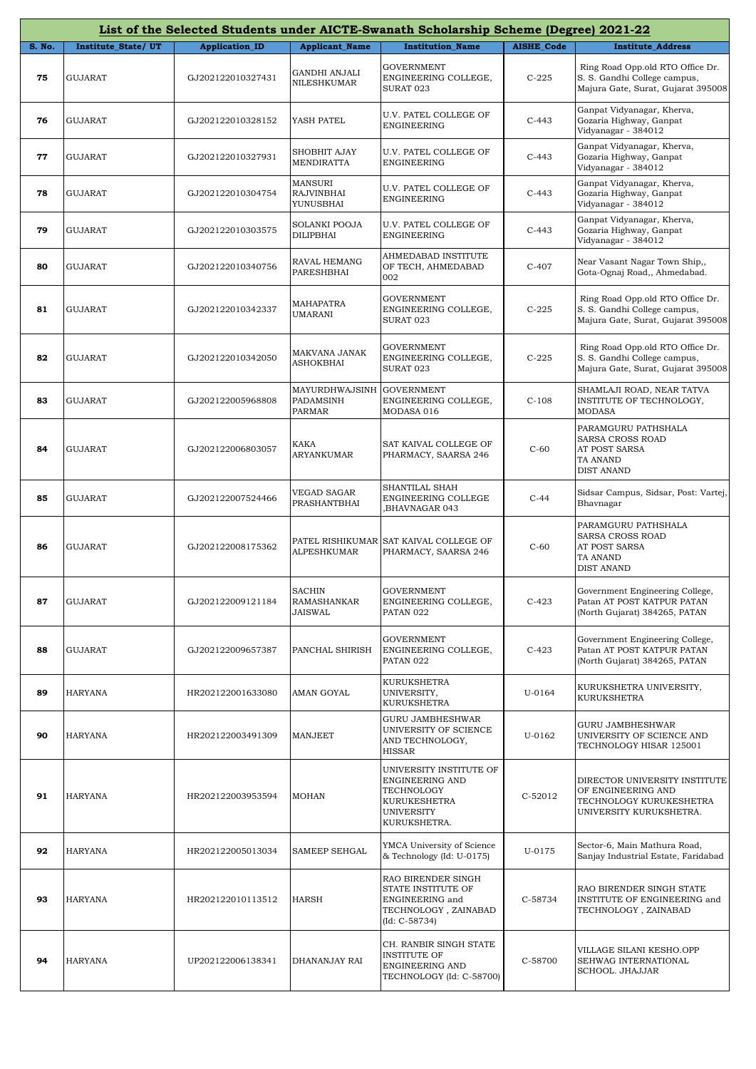| List of the Selected Students under AICTE-Swanath Scholarship Scheme (Degree) 2021-22 | | | | | | |
|---|---|---|---|---|---|---|
| **S. No.** | **Institute_State/ UT** | **Application_ID** | **Applicant_Name** | **Institution_Name** | **AISHE_Code** | **Institute_Address** |
| 75 | GUJARAT | GJ202122010327431 | GANDHI ANJALI NILESHKUMAR | GOVERNMENT ENGINEERING COLLEGE, SURAT 023 | C-225 | Ring Road Opp.old RTO Office Dr. S. S. Gandhi College campus, Majura Gate, Surat, Gujarat 395008 |
| 76 | GUJARAT | GJ202122010328152 | YASH PATEL | U.V. PATEL COLLEGE OF ENGINEERING | C-443 | Ganpat Vidyanagar, Kherva, Gozaria Highway, Ganpat Vidyanagar - 384012 |
| 77 | GUJARAT | GJ202122010327931 | SHOBHIT AJAY MENDIRATTA | U.V. PATEL COLLEGE OF ENGINEERING | C-443 | Ganpat Vidyanagar, Kherva, Gozaria Highway, Ganpat Vidyanagar - 384012 |
| 78 | GUJARAT | GJ202122010304754 | MANSURI RAJVINBHAI YUNUSBHAI | U.V. PATEL COLLEGE OF ENGINEERING | C-443 | Ganpat Vidyanagar, Kherva, Gozaria Highway, Ganpat Vidyanagar - 384012 |
| 79 | GUJARAT | GJ202122010303575 | SOLANKI POOJA DILIPBHAI | U.V. PATEL COLLEGE OF ENGINEERING | C-443 | Ganpat Vidyanagar, Kherva, Gozaria Highway, Ganpat Vidyanagar - 384012 |
| 80 | GUJARAT | GJ202122010340756 | RAVAL HEMANG PARESHBHAI | AHMEDABAD INSTITUTE OF TECH, AHMEDABAD 002 | C-407 | Near Vasant Nagar Town Ship,, Gota-Ognaj Road,, Ahmedabad. |
| 81 | GUJARAT | GJ202122010342337 | MAHAPATRA UMARANI | GOVERNMENT ENGINEERING COLLEGE, SURAT 023 | C-225 | Ring Road Opp.old RTO Office Dr. S. S. Gandhi College campus, Majura Gate, Surat, Gujarat 395008 |
| 82 | GUJARAT | GJ202122010342050 | MAKVANA JANAK ASHOKBHAI | GOVERNMENT ENGINEERING COLLEGE, SURAT 023 | C-225 | Ring Road Opp.old RTO Office Dr. S. S. Gandhi College campus, Majura Gate, Surat, Gujarat 395008 |
| 83 | GUJARAT | GJ202122005968808 | MAYURDHWAJSINH PADAMSINH PARMAR | GOVERNMENT ENGINEERING COLLEGE, MODASA 016 | C-108 | SHAMLAJI ROAD, NEAR TATVA INSTITUTE OF TECHNOLOGY, MODASA |
| 84 | GUJARAT | GJ202122006803057 | KAKA ARYANKUMAR | SAT KAIVAL COLLEGE OF PHARMACY, SAARSA 246 | C-60 | PARAMGURU PATHSHALA SARSA CROSS ROAD AT POST SARSA TA ANAND DIST ANAND |
| 85 | GUJARAT | GJ202122007524466 | VEGAD SAGAR PRASHANTBHAI | SHANTILAL SHAH ENGINEERING COLLEGE ,BHAVNAGAR 043 | C-44 | Sidsar Campus, Sidsar, Post: Vartej, Bhavnagar |
| 86 | GUJARAT | GJ202122008175362 | PATEL RISHIKUMAR ALPESHKUMAR | SAT KAIVAL COLLEGE OF PHARMACY, SAARSA 246 | C-60 | PARAMGURU PATHSHALA SARSA CROSS ROAD AT POST SARSA TA ANAND DIST ANAND |
| 87 | GUJARAT | GJ202122009121184 | SACHIN RAMASHANKAR JAISWAL | GOVERNMENT ENGINEERING COLLEGE, PATAN 022 | C-423 | Government Engineering College, Patan AT POST KATPUR PATAN (North Gujarat) 384265, PATAN |
| 88 | GUJARAT | GJ202122009657387 | PANCHAL SHIRISH | GOVERNMENT ENGINEERING COLLEGE, PATAN 022 | C-423 | Government Engineering College, Patan AT POST KATPUR PATAN (North Gujarat) 384265, PATAN |
| 89 | HARYANA | HR202122001633080 | AMAN GOYAL | KURUKSHETRA UNIVERSITY, KURUKSHETRA | U-0164 | KURUKSHETRA UNIVERSITY, KURUKSHETRA |
| 90 | HARYANA | HR202122003491309 | MANJEET | GURU JAMBHESHWAR UNIVERSITY OF SCIENCE AND TECHNOLOGY, HISSAR | U-0162 | GURU JAMBHESHWAR UNIVERSITY OF SCIENCE AND TECHNOLOGY HISAR 125001 |
| 91 | HARYANA | HR202122003953594 | MOHAN | UNIVERSITY INSTITUTE OF ENGINEERING AND TECHNOLOGY KURUKESHETRA UNIVERSITY KURUKSHETRA. | C-52012 | DIRECTOR UNIVERSITY INSTITUTE OF ENGINEERING AND TECHNOLOGY KURUKESHETRA UNIVERSITY KURUKSHETRA. |
| 92 | HARYANA | HR202122005013034 | SAMEEP SEHGAL | YMCA University of Science & Technology (Id: U-0175) | U-0175 | Sector-6, Main Mathura Road, Sanjay Industrial Estate, Faridabad |
| 93 | HARYANA | HR202122010113512 | HARSH | RAO BIRENDER SINGH STATE INSTITUTE OF ENGINEERING and TECHNOLOGY , ZAINABAD (Id: C-58734) | C-58734 | RAO BIRENDER SINGH STATE INSTITUTE OF ENGINEERING and TECHNOLOGY , ZAINABAD |
| 94 | HARYANA | UP202122006138341 | DHANANJAY RAI | CH. RANBIR SINGH STATE INSTITUTE OF ENGINEERING AND TECHNOLOGY (Id: C-58700) | C-58700 | VILLAGE SILANI KESHO.OPP SEHWAG INTERNATIONAL SCHOOL. JHAJJAR |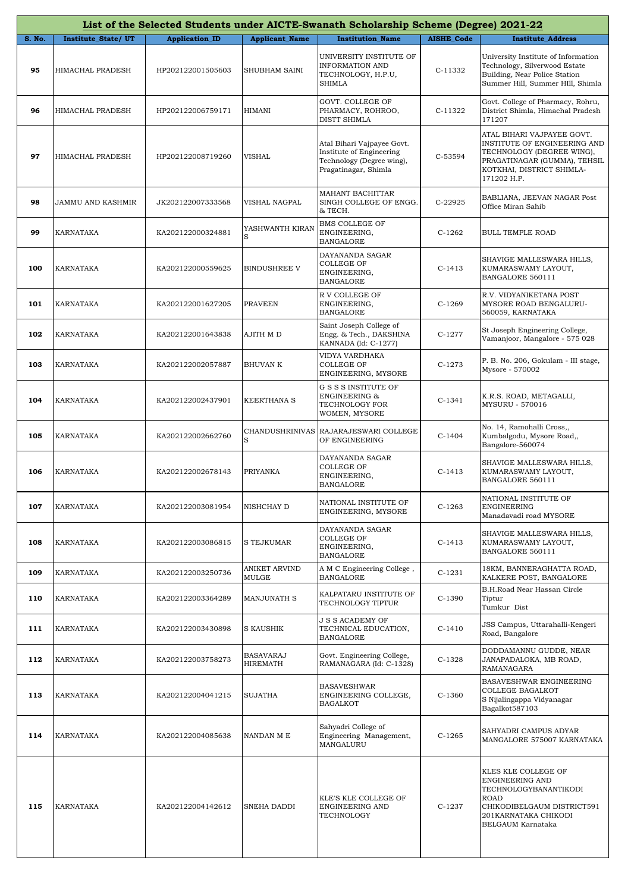## List of the Selected Students under AICTE-Swanath Scholarship Scheme (Degree) 2021-22

| S. No. | Institute_State/ UT | Application_ID | Applicant_Name | Institution_Name | AISHE_Code | Institute_Address |
|---|---|---|---|---|---|---|
| 95 | HIMACHAL PRADESH | HP202122001505603 | SHUBHAM SAINI | UNIVERSITY INSTITUTE OF INFORMATION AND TECHNOLOGY, H.P.U, SHIMLA | C-11332 | University Institute of Information Technology, Silverwood Estate Building, Near Police Station Summer Hill, Summer HIll, Shimla |
| 96 | HIMACHAL PRADESH | HP202122006759171 | HIMANI | GOVT. COLLEGE OF PHARMACY, ROHROO, DISTT SHIMLA | C-11322 | Govt. College of Pharmacy, Rohru, District Shimla, Himachal Pradesh 171207 |
| 97 | HIMACHAL PRADESH | HP202122008719260 | VISHAL | Atal Bihari Vajpayee Govt. Institute of Engineering Technology (Degree wing), Pragatinagar, Shimla | C-53594 | ATAL BIHARI VAJPAYEE GOVT. INSTITUTE OF ENGINEERING AND TECHNOLOGY (DEGREE WING), PRAGATINAGAR (GUMMA), TEHSIL KOTKHAI, DISTRICT SHIMLA-171202 H.P. |
| 98 | JAMMU AND KASHMIR | JK202122007333568 | VISHAL NAGPAL | MAHANT BACHITTAR SINGH COLLEGE OF ENGG. & TECH. | C-22925 | BABLIANA, JEEVAN NAGAR Post Office Miran Sahib |
| 99 | KARNATAKA | KA202122000324881 | YASHWANTH KIRAN S | BMS COLLEGE OF ENGINEERING, BANGALORE | C-1262 | BULL TEMPLE ROAD |
| 100 | KARNATAKA | KA202122000559625 | BINDUSHREE V | DAYANANDA SAGAR COLLEGE OF ENGINEERING, BANGALORE | C-1413 | SHAVIGE MALLESWARA HILLS, KUMARASWAMY LAYOUT, BANGALORE 560111 |
| 101 | KARNATAKA | KA202122001627205 | PRAVEEN | R V COLLEGE OF ENGINEERING, BANGALORE | C-1269 | R.V. VIDYANIKETANA POST MYSORE ROAD BENGALURU-560059, KARNATAKA |
| 102 | KARNATAKA | KA202122001643838 | AJITH M D | Saint Joseph College of Engg. & Tech., DAKSHINA KANNADA (Id: C-1277) | C-1277 | St Joseph Engineering College, Vamanjoor, Mangalore - 575 028 |
| 103 | KARNATAKA | KA202122002057887 | BHUVAN K | VIDYA VARDHAKA COLLEGE OF ENGINEERING, MYSORE | C-1273 | P. B. No. 206, Gokulam - III stage, Mysore - 570002 |
| 104 | KARNATAKA | KA202122002437901 | KEERTHANA S | G S S S INSTITUTE OF ENGINEERING & TECHNOLOGY FOR WOMEN, MYSORE | C-1341 | K.R.S. ROAD, METAGALLI, MYSURU - 570016 |
| 105 | KARNATAKA | KA202122002662760 | CHANDUSHRINIVAS S | RAJARAJESWARI COLLEGE OF ENGINEERING | C-1404 | No. 14, Ramohalli Cross,, Kumbalgodu, Mysore Road,, Bangalore-560074 |
| 106 | KARNATAKA | KA202122002678143 | PRIYANKA | DAYANANDA SAGAR COLLEGE OF ENGINEERING, BANGALORE | C-1413 | SHAVIGE MALLESWARA HILLS, KUMARASWAMY LAYOUT, BANGALORE 560111 |
| 107 | KARNATAKA | KA202122003081954 | NISHCHAY D | NATIONAL INSTITUTE OF ENGINEERING, MYSORE | C-1263 | NATIONAL INSTITUTE OF ENGINEERING Manadavadi road MYSORE |
| 108 | KARNATAKA | KA202122003086815 | S TEJKUMAR | DAYANANDA SAGAR COLLEGE OF ENGINEERING, BANGALORE | C-1413 | SHAVIGE MALLESWARA HILLS, KUMARASWAMY LAYOUT, BANGALORE 560111 |
| 109 | KARNATAKA | KA202122003250736 | ANIKET ARVIND MULGE | A M C Engineering College , BANGALORE | C-1231 | 18KM, BANNERAGHATTA ROAD, KALKERE POST, BANGALORE |
| 110 | KARNATAKA | KA202122003364289 | MANJUNATH S | KALPATARU INSTITUTE OF TECHNOLOGY TIPTUR | C-1390 | B.H.Road Near Hassan Circle Tiptur Tumkur Dist |
| 111 | KARNATAKA | KA202122003430898 | S KAUSHIK | J S S ACADEMY OF TECHNICAL EDUCATION, BANGALORE | C-1410 | JSS Campus, Uttarahalli-Kengeri Road, Bangalore |
| 112 | KARNATAKA | KA202122003758273 | BASAVARAJ HIREMATH | Govt. Engineering College, RAMANAGARA (Id: C-1328) | C-1328 | DODDAMANNU GUDDE, NEAR JANAPADALOKA, MB ROAD, RAMANAGARA |
| 113 | KARNATAKA | KA202122004041215 | SUJATHA | BASAVESHWAR ENGINEERING COLLEGE, BAGALKOT | C-1360 | BASAVESHWAR ENGINEERING COLLEGE BAGALKOT S Nijalingappa Vidyanagar Bagalkot587103 |
| 114 | KARNATAKA | KA202122004085638 | NANDAN M E | Sahyadri College of Engineering Management, MANGALURU | C-1265 | SAHYADRI CAMPUS ADYAR MANGALORE 575007 KARNATAKA |
| 115 | KARNATAKA | KA202122004142612 | SNEHA DADDI | KLE'S KLE COLLEGE OF ENGINEERING AND TECHNOLOGY | C-1237 | KLES KLE COLLEGE OF ENGINEERING AND TECHNOLOGYBANANTIKODI ROAD CHIKODIBELGAUM DISTRICT591 201KARNATAKA CHIKODI BELGAUM Karnataka |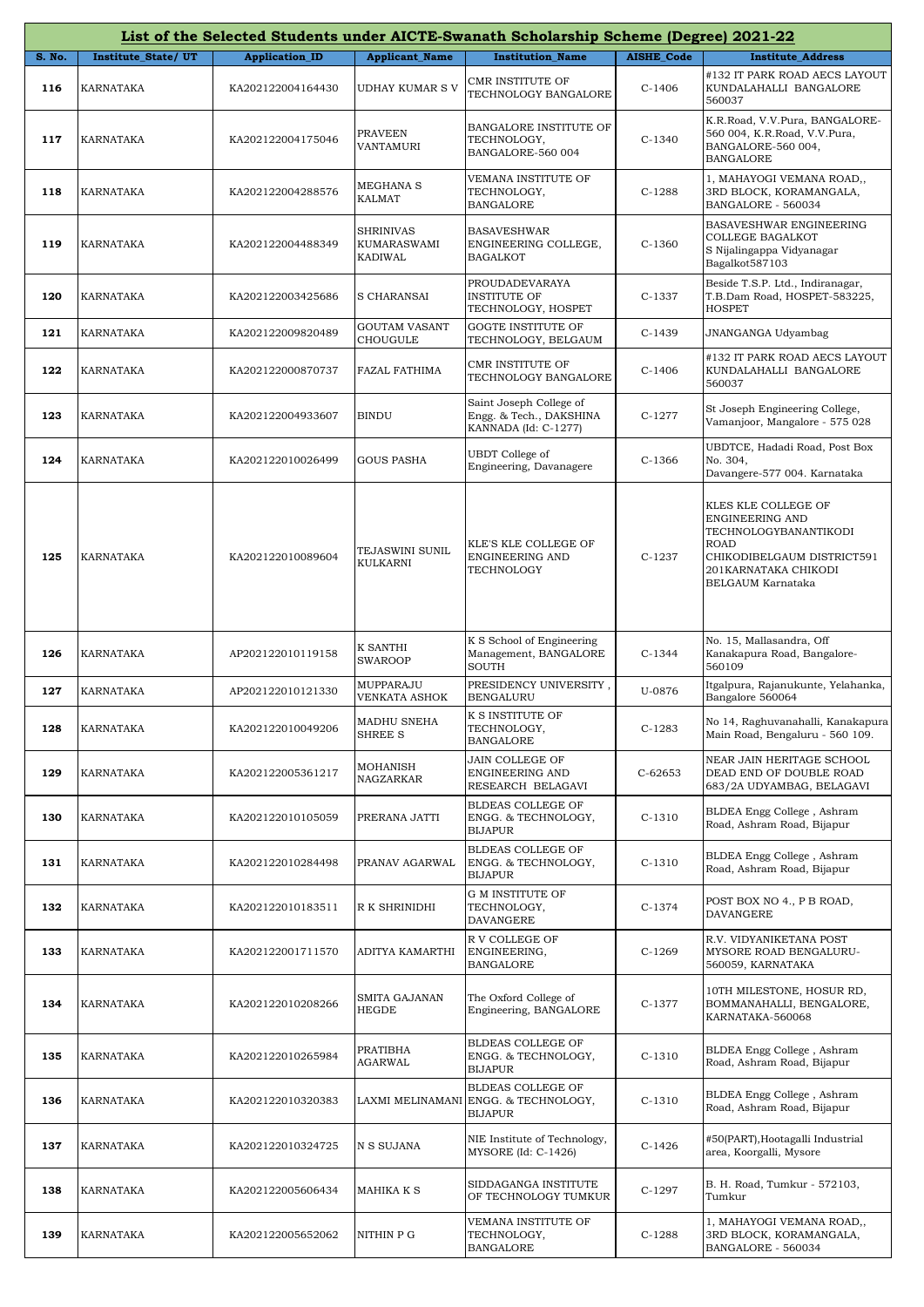## List of the Selected Students under AICTE-Swanath Scholarship Scheme (Degree) 2021-22

| S. No. | Institute_State/ UT | Application_ID | Applicant_Name | Institution_Name | AISHE_Code | Institute_Address |
|---|---|---|---|---|---|---|
| 116 | KARNATAKA | KA202122004164430 | UDHAY KUMAR S V | CMR INSTITUTE OF TECHNOLOGY BANGALORE | C-1406 | #132 IT PARK ROAD AECS LAYOUT KUNDALAHALLI BANGALORE 560037 |
| 117 | KARNATAKA | KA202122004175046 | PRAVEEN VANTAMURI | BANGALORE INSTITUTE OF TECHNOLOGY, BANGALORE-560 004 | C-1340 | K.R.Road, V.V.Pura, BANGALORE-560 004, K.R.Road, V.V.Pura, BANGALORE-560 004, BANGALORE |
| 118 | KARNATAKA | KA202122004288576 | MEGHANA S KALMAT | VEMANA INSTITUTE OF TECHNOLOGY, BANGALORE | C-1288 | 1, MAHAYOGI VEMANA ROAD,, 3RD BLOCK, KORAMANGALA, BANGALORE - 560034 |
| 119 | KARNATAKA | KA202122004488349 | SHRINIVAS KUMARASWAMI KADIWAL | BASAVESHWAR ENGINEERING COLLEGE, BAGALKOT | C-1360 | BASAVESHWAR ENGINEERING COLLEGE BAGALKOT S Nijalingappa Vidyanagar Bagalkot587103 |
| 120 | KARNATAKA | KA202122003425686 | S CHARANSAI | PROUDADEVARAYA INSTITUTE OF TECHNOLOGY, HOSPET | C-1337 | Beside T.S.P. Ltd., Indiranagar, T.B.Dam Road, HOSPET-583225, HOSPET |
| 121 | KARNATAKA | KA202122009820489 | GOUTAM VASANT CHOUGULE | GOGTE INSTITUTE OF TECHNOLOGY, BELGAUM | C-1439 | JNANGANGA Udyambag |
| 122 | KARNATAKA | KA202122000870737 | FAZAL FATHIMA | CMR INSTITUTE OF TECHNOLOGY BANGALORE | C-1406 | #132 IT PARK ROAD AECS LAYOUT KUNDALAHALLI BANGALORE 560037 |
| 123 | KARNATAKA | KA202122004933607 | BINDU | Saint Joseph College of Engg. & Tech., DAKSHINA KANNADA (Id: C-1277) | C-1277 | St Joseph Engineering College, Vamanjoor, Mangalore - 575 028 |
| 124 | KARNATAKA | KA202122010026499 | GOUS PASHA | UBDT College of Engineering, Davanagere | C-1366 | UBDTCE, Hadadi Road, Post Box No. 304, Davangere-577 004. Karnataka |
| 125 | KARNATAKA | KA202122010089604 | TEJASWINI SUNIL KULKARNI | KLE'S KLE COLLEGE OF ENGINEERING AND TECHNOLOGY | C-1237 | KLES KLE COLLEGE OF ENGINEERING AND TECHNOLOGYBANANTIKODI ROAD CHIKODIBELGAUM DISTRICT591 201KARNATAKA CHIKODI BELGAUM Karnataka |
| 126 | KARNATAKA | AP202122010119158 | K SANTHI SWAROOP | K S School of Engineering Management, BANGALORE SOUTH | C-1344 | No. 15, Mallasandra, Off Kanakapura Road, Bangalore-560109 |
| 127 | KARNATAKA | AP202122010121330 | MUPPARAJU VENKATA ASHOK | PRESIDENCY UNIVERSITY , BENGALURU | U-0876 | Itgalpura, Rajanukunte, Yelahanka, Bangalore 560064 |
| 128 | KARNATAKA | KA202122010049206 | MADHU SNEHA SHREE S | K S INSTITUTE OF TECHNOLOGY, BANGALORE | C-1283 | No 14, Raghuvanahalli, Kanakapura Main Road, Bengaluru - 560 109. |
| 129 | KARNATAKA | KA202122005361217 | MOHANISH NAGZARKAR | JAIN COLLEGE OF ENGINEERING AND RESEARCH BELAGAVI | C-62653 | NEAR JAIN HERITAGE SCHOOL DEAD END OF DOUBLE ROAD 683/2A UDYAMBAG, BELAGAVI |
| 130 | KARNATAKA | KA202122010105059 | PRERANA JATTI | BLDEAS COLLEGE OF ENGG. & TECHNOLOGY, BIJAPUR | C-1310 | BLDEA Engg College , Ashram Road, Ashram Road, Bijapur |
| 131 | KARNATAKA | KA202122010284498 | PRANAV AGARWAL | BLDEAS COLLEGE OF ENGG. & TECHNOLOGY, BIJAPUR | C-1310 | BLDEA Engg College , Ashram Road, Ashram Road, Bijapur |
| 132 | KARNATAKA | KA202122010183511 | R K SHRINIDHI | G M INSTITUTE OF TECHNOLOGY, DAVANGERE | C-1374 | POST BOX NO 4., P B ROAD, DAVANGERE |
| 133 | KARNATAKA | KA202122001711570 | ADITYA KAMARTHI | R V COLLEGE OF ENGINEERING, BANGALORE | C-1269 | R.V. VIDYANIKETANA POST MYSORE ROAD BENGALURU-560059, KARNATAKA |
| 134 | KARNATAKA | KA202122010208266 | SMITA GAJANAN HEGDE | The Oxford College of Engineering, BANGALORE | C-1377 | 10TH MILESTONE, HOSUR RD, BOMMANAHALLI, BENGALORE, KARNATAKA-560068 |
| 135 | KARNATAKA | KA202122010265984 | PRATIBHA AGARWAL | BLDEAS COLLEGE OF ENGG. & TECHNOLOGY, BIJAPUR | C-1310 | BLDEA Engg College , Ashram Road, Ashram Road, Bijapur |
| 136 | KARNATAKA | KA202122010320383 | LAXMI MELINAMANI | BLDEAS COLLEGE OF ENGG. & TECHNOLOGY, BIJAPUR | C-1310 | BLDEA Engg College , Ashram Road, Ashram Road, Bijapur |
| 137 | KARNATAKA | KA202122010324725 | N S SUJANA | NIE Institute of Technology, MYSORE (Id: C-1426) | C-1426 | #50(PART),Hootagalli Industrial area, Koorgalli, Mysore |
| 138 | KARNATAKA | KA202122005606434 | MAHIKA K S | SIDDAGANGA INSTITUTE OF TECHNOLOGY TUMKUR | C-1297 | B. H. Road, Tumkur - 572103, Tumkur |
| 139 | KARNATAKA | KA202122005652062 | NITHIN P G | VEMANA INSTITUTE OF TECHNOLOGY, BANGALORE | C-1288 | 1, MAHAYOGI VEMANA ROAD,, 3RD BLOCK, KORAMANGALA, BANGALORE - 560034 |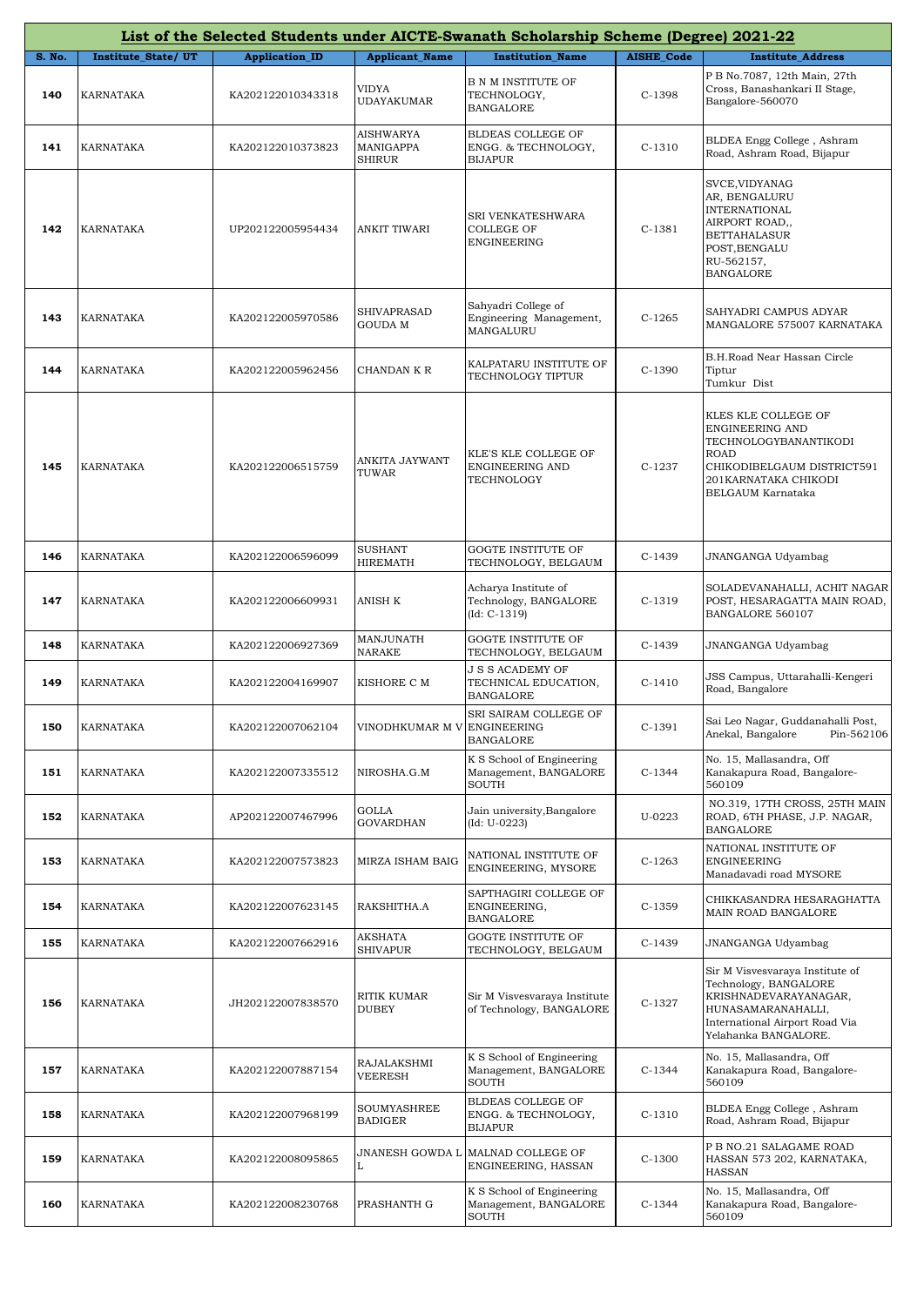# List of the Selected Students under AICTE-Swanath Scholarship Scheme (Degree) 2021-22

| S. No. | Institute_State/ UT | Application_ID | Applicant_Name | Institution_Name | AISHE_Code | Institute_Address |
|---|---|---|---|---|---|---|
| 140 | KARNATAKA | KA202122010343318 | VIDYA UDAYAKUMAR | B N M INSTITUTE OF TECHNOLOGY, BANGALORE | C-1398 | P B No.7087, 12th Main, 27th Cross, Banashankari II Stage, Bangalore-560070 |
| 141 | KARNATAKA | KA202122010373823 | AISHWARYA MANIGAPPA SHIRUR | BLDEAS COLLEGE OF ENGG. & TECHNOLOGY, BIJAPUR | C-1310 | BLDEA Engg College , Ashram Road, Ashram Road, Bijapur |
| 142 | KARNATAKA | UP202122005954434 | ANKIT TIWARI | SRI VENKATESHWARA COLLEGE OF ENGINEERING | C-1381 | SVCE,VIDYANAGAR, BENGALURU INTERNATIONAL AIRPORT ROAD,, BETTAHALASUR POST,BENGALURU-562157, BANGALORE |
| 143 | KARNATAKA | KA202122005970586 | SHIVAPRASAD GOUDA M | Sahyadri College of Engineering Management, MANGALURU | C-1265 | SAHYADRI CAMPUS ADYAR MANGALORE 575007 KARNATAKA |
| 144 | KARNATAKA | KA202122005962456 | CHANDAN K R | KALPATARU INSTITUTE OF TECHNOLOGY TIPTUR | C-1390 | B.H.Road Near Hassan Circle Tiptur Tumkur Dist |
| 145 | KARNATAKA | KA202122006515759 | ANKITA JAYWANT TUWAR | KLE'S KLE COLLEGE OF ENGINEERING AND TECHNOLOGY | C-1237 | KLES KLE COLLEGE OF ENGINEERING AND TECHNOLOGYBANANTIKODI ROAD CHIKODIBELGAUM DISTRICT591201KARNATAKA CHIKODI BELGAUM Karnataka |
| 146 | KARNATAKA | KA202122006596099 | SUSHANT HIREMATH | GOGTE INSTITUTE OF TECHNOLOGY, BELGAUM | C-1439 | JNANGANGA Udyambag |
| 147 | KARNATAKA | KA202122006609931 | ANISH K | Acharya Institute of Technology, BANGALORE (Id: C-1319) | C-1319 | SOLADEVANAHALLI, ACHIT NAGAR POST, HESARAGATTA MAIN ROAD, BANGALORE 560107 |
| 148 | KARNATAKA | KA202122006927369 | MANJUNATH NARAKE | GOGTE INSTITUTE OF TECHNOLOGY, BELGAUM | C-1439 | JNANGANGA Udyambag |
| 149 | KARNATAKA | KA202122004169907 | KISHORE C M | J S S ACADEMY OF TECHNICAL EDUCATION, BANGALORE | C-1410 | JSS Campus, Uttarahalli-Kengeri Road, Bangalore |
| 150 | KARNATAKA | KA202122007062104 | VINODHKUMAR M V | SRI SAIRAM COLLEGE OF ENGINEERING BANGALORE | C-1391 | Sai Leo Nagar, Guddanahalli Post, Anekal, Bangalore Pin-562106 |
| 151 | KARNATAKA | KA202122007335512 | NIROSHA.G.M | K S School of Engineering Management, BANGALORE SOUTH | C-1344 | No. 15, Mallasandra, Off Kanakapura Road, Bangalore-560109 |
| 152 | KARNATAKA | AP202122007467996 | GOLLA GOVARDHAN | Jain university,Bangalore (Id: U-0223) | U-0223 | NO.319, 17TH CROSS, 25TH MAIN ROAD, 6TH PHASE, J.P. NAGAR, BANGALORE |
| 153 | KARNATAKA | KA202122007573823 | MIRZA ISHAM BAIG | NATIONAL INSTITUTE OF ENGINEERING, MYSORE | C-1263 | NATIONAL INSTITUTE OF ENGINEERING Manadavadi road MYSORE |
| 154 | KARNATAKA | KA202122007623145 | RAKSHITHA.A | SAPTHAGIRI COLLEGE OF ENGINEERING, BANGALORE | C-1359 | CHIKKASANDRA HESARAGHATTA MAIN ROAD BANGALORE |
| 155 | KARNATAKA | KA202122007662916 | AKSHATA SHIVAPUR | GOGTE INSTITUTE OF TECHNOLOGY, BELGAUM | C-1439 | JNANGANGA Udyambag |
| 156 | KARNATAKA | JH202122007838570 | RITIK KUMAR DUBEY | Sir M Visvesvaraya Institute of Technology, BANGALORE | C-1327 | Sir M Visvesvaraya Institute of Technology, BANGALORE KRISHNADEVARAYANAGAR, HUNASAMARANAHALLI, International Airport Road Via Yelahanka BANGALORE. |
| 157 | KARNATAKA | KA202122007887154 | RAJALAKSHMI VEERESH | K S School of Engineering Management, BANGALORE SOUTH | C-1344 | No. 15, Mallasandra, Off Kanakapura Road, Bangalore-560109 |
| 158 | KARNATAKA | KA202122007968199 | SOUMYASHREE BADIGER | BLDEAS COLLEGE OF ENGG. & TECHNOLOGY, BIJAPUR | C-1310 | BLDEA Engg College , Ashram Road, Ashram Road, Bijapur |
| 159 | KARNATAKA | KA202122008095865 | JNANESH GOWDA L L | MALNAD COLLEGE OF ENGINEERING, HASSAN | C-1300 | P B NO.21 SALAGAME ROAD HASSAN 573 202, KARNATAKA, HASSAN |
| 160 | KARNATAKA | KA202122008230768 | PRASHANTH G | K S School of Engineering Management, BANGALORE SOUTH | C-1344 | No. 15, Mallasandra, Off Kanakapura Road, Bangalore-560109 |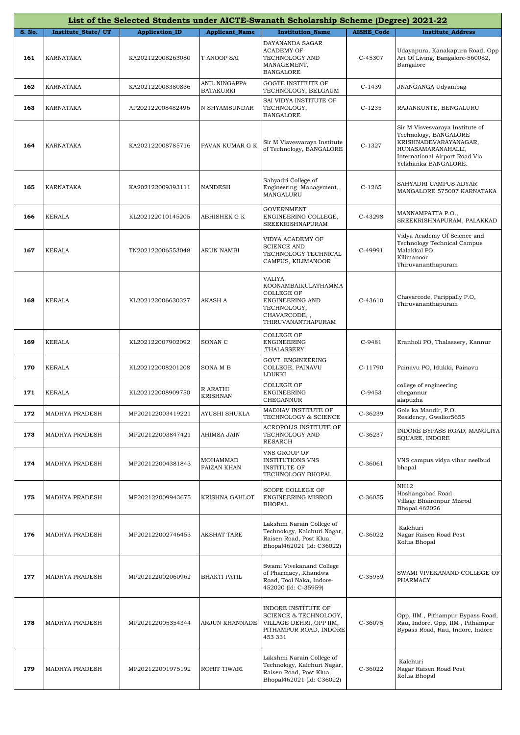## List of the Selected Students under AICTE-Swanath Scholarship Scheme (Degree) 2021-22

| S. No. | Institute_State/ UT | Application_ID | Applicant_Name | Institution_Name | AISHE_Code | Institute_Address |
|---|---|---|---|---|---|---|
| 161 | KARNATAKA | KA202122008263080 | T ANOOP SAI | DAYANANDA SAGAR ACADEMY OF TECHNOLOGY AND MANAGEMENT, BANGALORE | C-45307 | Udayapura, Kanakapura Road, Opp Art Of Living, Bangalore-560082, Bangalore |
| 162 | KARNATAKA | KA202122008380836 | ANIL NINGAPPA BATAKURKI | GOGTE INSTITUTE OF TECHNOLOGY, BELGAUM | C-1439 | JNANGANGA Udyambag |
| 163 | KARNATAKA | AP202122008482496 | N SHYAMSUNDAR | SAI VIDYA INSTITUTE OF TECHNOLOGY, BANGALORE | C-1235 | RAJANKUNTE, BENGALURU |
| 164 | KARNATAKA | KA202122008785716 | PAVAN KUMAR G K | Sir M Visvesvaraya Institute of Technology, BANGALORE | C-1327 | Sir M Visvesvaraya Institute of Technology, BANGALORE KRISHNADEVARAYANAGAR, HUNASAMARANAHALLI, International Airport Road Via Yelahanka BANGALORE. |
| 165 | KARNATAKA | KA202122009393111 | NANDESH | Sahyadri College of Engineering Management, MANGALURU | C-1265 | SAHYADRI CAMPUS ADYAR MANGALORE 575007 KARNATAKA |
| 166 | KERALA | KL202122010145205 | ABHISHEK G K | GOVERNMENT ENGINEERING COLLEGE, SREEKRISHNAPURAM | C-43298 | MANNAMPATTA P.O., SREEKRISHNAPURAM, PALAKKAD |
| 167 | KERALA | TN202122006553048 | ARUN NAMBI | VIDYA ACADEMY OF SCIENCE AND TECHNOLOGY TECHNICAL CAMPUS, KILIMANOOR | C-49991 | Vidya Academy Of Science and Technology Technical Campus Malakkal PO Kilimanoor Thiruvananthapuram |
| 168 | KERALA | KL202122006630327 | AKASH A | VALIYA KOONAMBAIKULATHAMMA COLLEGE OF ENGINEERING AND TECHNOLOGY, CHAVARCODE, , THIRUVANANTHAPURAM | C-43610 | Chavarcode, Parippally P.O, Thiruvananthapuram |
| 169 | KERALA | KL202122007902092 | SONAN C | COLLEGE OF ENGINEERING ,THALASSERY | C-9481 | Eranholi PO, Thalassery, Kannur |
| 170 | KERALA | KL202122008201208 | SONA M B | GOVT. ENGINEERING COLLEGE, PAINAVU LDUKKI | C-11790 | Painavu PO, Idukki, Painavu |
| 171 | KERALA | KL202122008909750 | R ARATHI KRISHNAN | COLLEGE OF ENGINEERING CHEGANNUR | C-9453 | college of engineering chegannur alapuzha |
| 172 | MADHYA PRADESH | MP202122003419221 | AYUSHI SHUKLA | MADHAV INSTITUTE OF TECHNOLOGY & SCIENCE | C-36239 | Gole ka Mandir, P.O. Residency, Gwalior5655 |
| 173 | MADHYA PRADESH | MP202122003847421 | AHIMSA JAIN | ACROPOLIS INSTITUTE OF TECHNOLOGY AND RESARCH | C-36237 | INDORE BYPASS ROAD, MANGLIYA SQUARE, INDORE |
| 174 | MADHYA PRADESH | MP202122004381843 | MOHAMMAD FAIZAN KHAN | VNS GROUP OF INSTITUTIONS VNS INSTITUTE OF TECHNOLOGY BHOPAL | C-36061 | VNS campus vidya vihar neelbud bhopal |
| 175 | MADHYA PRADESH | MP202122009943675 | KRISHNA GAHLOT | SCOPE COLLEGE OF ENGINEERING MISROD BHOPAL | C-36055 | NH12 Hoshangabad Road Village Bhaironpur Misrod Bhopal.462026 |
| 176 | MADHYA PRADESH | MP202122002746453 | AKSHAT TARE | Lakshmi Narain College of Technology, Kalchuri Nagar, Raisen Road, Post Klua, Bhopal462021 (Id: C36022) | C-36022 | Kalchuri Nagar Raisen Road Post Kolua Bhopal |
| 177 | MADHYA PRADESH | MP202122002060962 | BHAKTI PATIL | Swami Vivekanand College of Pharmacy, Khandwa Road, Tool Naka, Indore-452020 (Id: C-35959) | C-35959 | SWAMI VIVEKANAND COLLEGE OF PHARMACY |
| 178 | MADHYA PRADESH | MP202122005354344 | ARJUN KHANNADE | INDORE INSTITUTE OF SCIENCE & TECHNOLOGY, VILLAGE DEHRI, OPP IIM, PITHAMPUR ROAD, INDORE 453 331 | C-36075 | Opp, IIM , Pithampur Bypass Road, Rau, Indore, Opp, IIM , Pithampur Bypass Road, Rau, Indore, Indore |
| 179 | MADHYA PRADESH | MP202122001975192 | ROHIT TIWARI | Lakshmi Narain College of Technology, Kalchuri Nagar, Raisen Road, Post Klua, Bhopal462021 (Id: C36022) | C-36022 | Kalchuri Nagar Raisen Road Post Kolua Bhopal |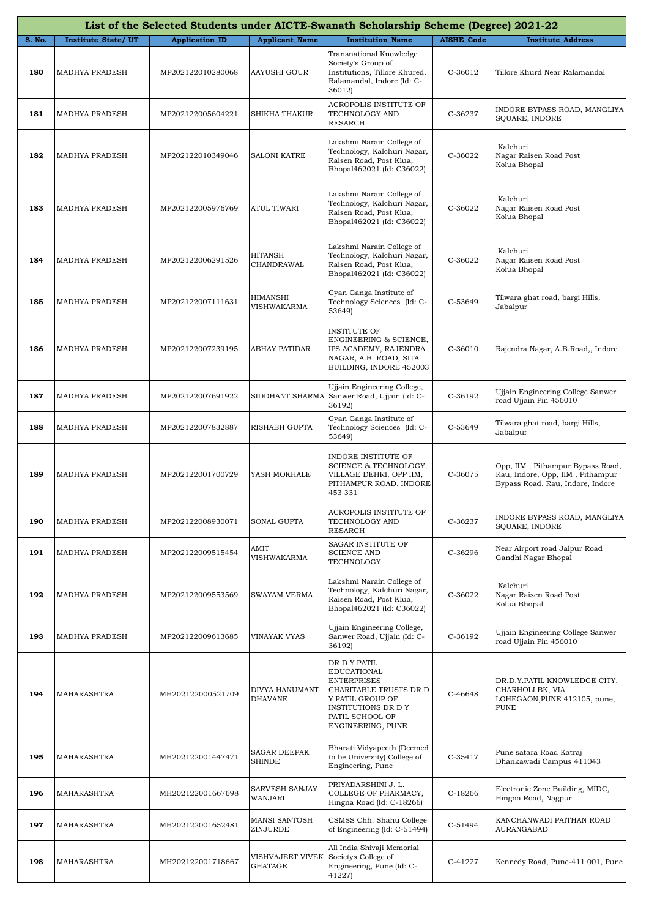## List of the Selected Students under AICTE-Swanath Scholarship Scheme (Degree) 2021-22

| S. No. | Institute_State/ UT | Application_ID | Applicant_Name | Institution_Name | AISHE_Code | Institute_Address |
|---|---|---|---|---|---|---|
| 180 | MADHYA PRADESH | MP202122010280068 | AAYUSHI GOUR | Transnational Knowledge Society's Group of Institutions, Tillore Khured, Ralamandal, Indore (Id: C-36012) | C-36012 | Tillore Khurd Near Ralamandal |
| 181 | MADHYA PRADESH | MP202122005604221 | SHIKHA THAKUR | ACROPOLIS INSTITUTE OF TECHNOLOGY AND RESARCH | C-36237 | INDORE BYPASS ROAD, MANGLIYA SQUARE, INDORE |
| 182 | MADHYA PRADESH | MP202122010349046 | SALONI KATRE | Lakshmi Narain College of Technology, Kalchuri Nagar, Raisen Road, Post Klua, Bhopal462021 (Id: C36022) | C-36022 | Kalchuri Nagar Raisen Road Post Kolua Bhopal |
| 183 | MADHYA PRADESH | MP202122005976769 | ATUL TIWARI | Lakshmi Narain College of Technology, Kalchuri Nagar, Raisen Road, Post Klua, Bhopal462021 (Id: C36022) | C-36022 | Kalchuri Nagar Raisen Road Post Kolua Bhopal |
| 184 | MADHYA PRADESH | MP202122006291526 | HITANSH CHANDRAWAL | Lakshmi Narain College of Technology, Kalchuri Nagar, Raisen Road, Post Klua, Bhopal462021 (Id: C36022) | C-36022 | Kalchuri Nagar Raisen Road Post Kolua Bhopal |
| 185 | MADHYA PRADESH | MP202122007111631 | HIMANSHI VISHWAKARMA | Gyan Ganga Institute of Technology Sciences (Id: C-53649) | C-53649 | Tilwara ghat road, bargi Hills, Jabalpur |
| 186 | MADHYA PRADESH | MP202122007239195 | ABHAY PATIDAR | INSTITUTE OF ENGINEERING & SCIENCE, IPS ACADEMY, RAJENDRA NAGAR, A.B. ROAD, SITA BUILDING, INDORE 452003 | C-36010 | Rajendra Nagar, A.B.Road,, Indore |
| 187 | MADHYA PRADESH | MP202122007691922 | SIDDHANT SHARMA | Ujjain Engineering College, Sanwer Road, Ujjain (Id: C-36192) | C-36192 | Ujjain Engineering College Sanwer road Ujjain Pin 456010 |
| 188 | MADHYA PRADESH | MP202122007832887 | RISHABH GUPTA | Gyan Ganga Institute of Technology Sciences (Id: C-53649) | C-53649 | Tilwara ghat road, bargi Hills, Jabalpur |
| 189 | MADHYA PRADESH | MP202122001700729 | YASH MOKHALE | INDORE INSTITUTE OF SCIENCE & TECHNOLOGY, VILLAGE DEHRI, OPP IIM, PITHAMPUR ROAD, INDORE 453 331 | C-36075 | Opp, IIM , Pithampur Bypass Road, Rau, Indore, Opp, IIM , Pithampur Bypass Road, Rau, Indore, Indore |
| 190 | MADHYA PRADESH | MP202122008930071 | SONAL GUPTA | ACROPOLIS INSTITUTE OF TECHNOLOGY AND RESARCH | C-36237 | INDORE BYPASS ROAD, MANGLIYA SQUARE, INDORE |
| 191 | MADHYA PRADESH | MP202122009515454 | AMIT VISHWAKARMA | SAGAR INSTITUTE OF SCIENCE AND TECHNOLOGY | C-36296 | Near Airport road Jaipur Road Gandhi Nagar Bhopal |
| 192 | MADHYA PRADESH | MP202122009553569 | SWAYAM VERMA | Lakshmi Narain College of Technology, Kalchuri Nagar, Raisen Road, Post Klua, Bhopal462021 (Id: C36022) | C-36022 | Kalchuri Nagar Raisen Road Post Kolua Bhopal |
| 193 | MADHYA PRADESH | MP202122009613685 | VINAYAK VYAS | Ujjain Engineering College, Sanwer Road, Ujjain (Id: C-36192) | C-36192 | Ujjain Engineering College Sanwer road Ujjain Pin 456010 |
| 194 | MAHARASHTRA | MH202122000521709 | DIVYA HANUMANT DHAVANE | DR D Y PATIL EDUCATIONAL ENTERPRISES CHARITABLE TRUSTS DR D Y PATIL GROUP OF INSTITUTIONS DR D Y PATIL SCHOOL OF ENGINEERING, PUNE | C-46648 | DR.D.Y.PATIL KNOWLEDGE CITY, CHARHOLI BK, VIA LOHEGAON,PUNE 412105, pune, PUNE |
| 195 | MAHARASHTRA | MH202122001447471 | SAGAR DEEPAK SHINDE | Bharati Vidyapeeth (Deemed to be University) College of Engineering, Pune | C-35417 | Pune satara Road Katraj Dhankawadi Campus 411043 |
| 196 | MAHARASHTRA | MH202122001667698 | SARVESH SANJAY WANJARI | PRIYADARSHINI J. L. COLLEGE OF PHARMACY, Hingna Road (Id: C-18266) | C-18266 | Electronic Zone Building, MIDC, Hingna Road, Nagpur |
| 197 | MAHARASHTRA | MH202122001652481 | MANSI SANTOSH ZINJURDE | CSMSS Chh. Shahu College of Engineering (Id: C-51494) | C-51494 | KANCHANWADI PAITHAN ROAD AURANGABAD |
| 198 | MAHARASHTRA | MH202122001718667 | VISHVAJEET VIVEK GHATAGE | All India Shivaji Memorial Societys College of Engineering, Pune (Id: C-41227) | C-41227 | Kennedy Road, Pune-411 001, Pune |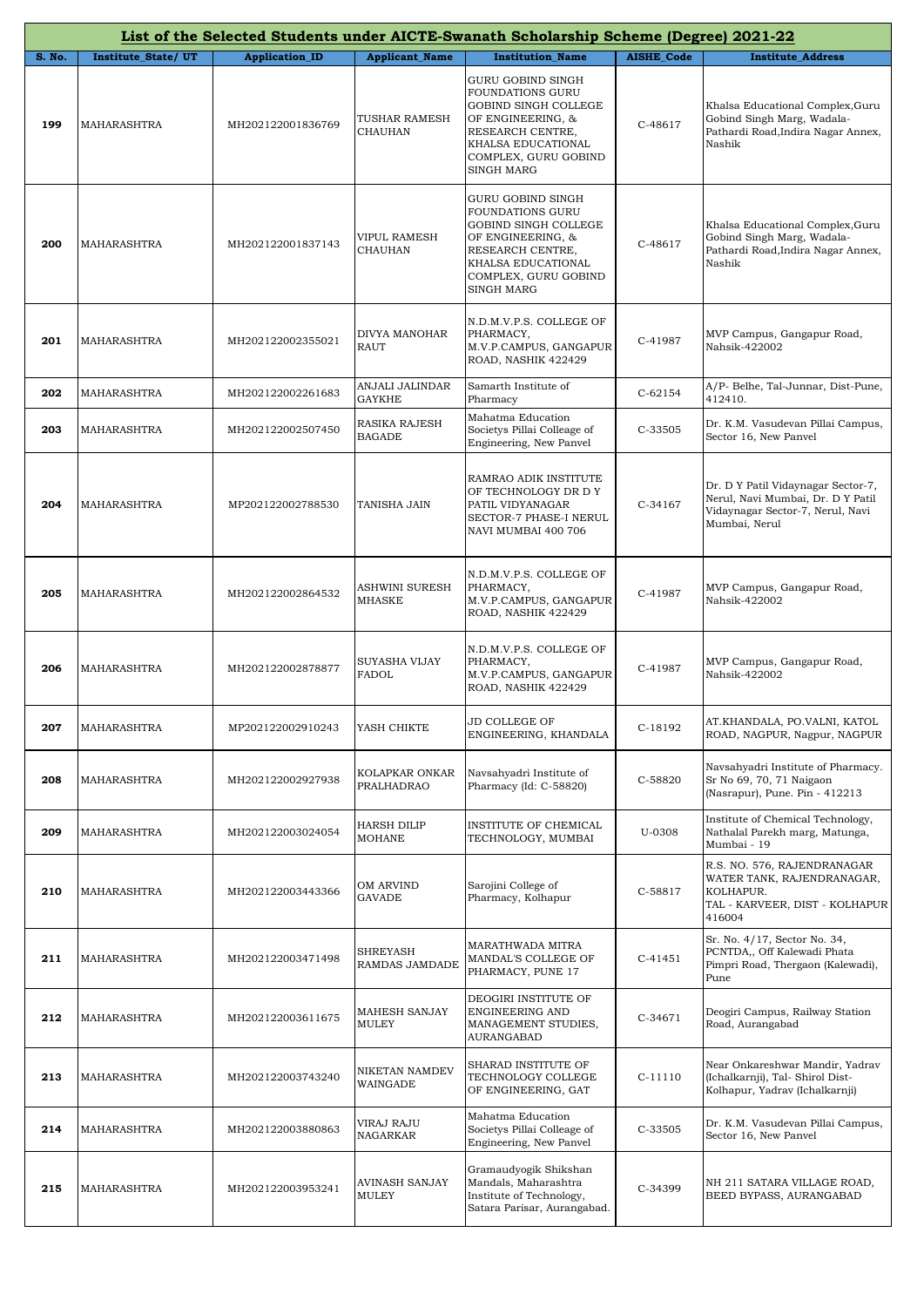## List of the Selected Students under AICTE-Swanath Scholarship Scheme (Degree) 2021-22

| S. No. | Institute_State/ UT | Application_ID | Applicant_Name | Institution_Name | AISHE_Code | Institute_Address |
|---|---|---|---|---|---|---|
| 199 | MAHARASHTRA | MH202122001836769 | TUSHAR RAMESH CHAUHAN | GURU GOBIND SINGH FOUNDATIONS GURU GOBIND SINGH COLLEGE OF ENGINEERING, & RESEARCH CENTRE, KHALSA EDUCATIONAL COMPLEX, GURU GOBIND SINGH MARG | C-48617 | Khalsa Educational Complex,Guru Gobind Singh Marg, Wadala-Pathardi Road,Indira Nagar Annex, Nashik |
| 200 | MAHARASHTRA | MH202122001837143 | VIPUL RAMESH CHAUHAN | GURU GOBIND SINGH FOUNDATIONS GURU GOBIND SINGH COLLEGE OF ENGINEERING, & RESEARCH CENTRE, KHALSA EDUCATIONAL COMPLEX, GURU GOBIND SINGH MARG | C-48617 | Khalsa Educational Complex,Guru Gobind Singh Marg, Wadala-Pathardi Road,Indira Nagar Annex, Nashik |
| 201 | MAHARASHTRA | MH202122002355021 | DIVYA MANOHAR RAUT | N.D.M.V.P.S. COLLEGE OF PHARMACY, M.V.P.CAMPUS, GANGAPUR ROAD, NASHIK 422429 | C-41987 | MVP Campus, Gangapur Road, Nahsik-422002 |
| 202 | MAHARASHTRA | MH202122002261683 | ANJALI JALINDAR GAYKHE | Samarth Institute of Pharmacy | C-62154 | A/P- Belhe, Tal-Junnar, Dist-Pune, 412410. |
| 203 | MAHARASHTRA | MH202122002507450 | RASIKA RAJESH BAGADE | Mahatma Education Societys Pillai Colleage of Engineering, New Panvel | C-33505 | Dr. K.M. Vasudevan Pillai Campus, Sector 16, New Panvel |
| 204 | MAHARASHTRA | MP202122002788530 | TANISHA JAIN | RAMRAO ADIK INSTITUTE OF TECHNOLOGY DR D Y PATIL VIDYANAGAR SECTOR-7 PHASE-I NERUL NAVI MUMBAI 400 706 | C-34167 | Dr. D Y Patil Vidaynagar Sector-7, Nerul, Navi Mumbai, Dr. D Y Patil Vidaynagar Sector-7, Nerul, Navi Mumbai, Nerul |
| 205 | MAHARASHTRA | MH202122002864532 | ASHWINI SURESH MHASKE | N.D.M.V.P.S. COLLEGE OF PHARMACY, M.V.P.CAMPUS, GANGAPUR ROAD, NASHIK 422429 | C-41987 | MVP Campus, Gangapur Road, Nahsik-422002 |
| 206 | MAHARASHTRA | MH202122002878877 | SUYASHA VIJAY FADOL | N.D.M.V.P.S. COLLEGE OF PHARMACY, M.V.P.CAMPUS, GANGAPUR ROAD, NASHIK 422429 | C-41987 | MVP Campus, Gangapur Road, Nahsik-422002 |
| 207 | MAHARASHTRA | MP202122002910243 | YASH CHIKTE | JD COLLEGE OF ENGINEERING, KHANDALA | C-18192 | AT.KHANDALA, PO.VALNI, KATOL ROAD, NAGPUR, Nagpur, NAGPUR |
| 208 | MAHARASHTRA | MH202122002927938 | KOLAPKAR ONKAR PRALHADRAO | Navsahyadri Institute of Pharmacy (Id: C-58820) | C-58820 | Navsahyadri Institute of Pharmacy. Sr No 69, 70, 71 Naigaon (Nasrapur), Pune. Pin - 412213 |
| 209 | MAHARASHTRA | MH202122003024054 | HARSH DILIP MOHANE | INSTITUTE OF CHEMICAL TECHNOLOGY, MUMBAI | U-0308 | Institute of Chemical Technology, Nathalal Parekh marg, Matunga, Mumbai - 19 |
| 210 | MAHARASHTRA | MH202122003443366 | OM ARVIND GAVADE | Sarojini College of Pharmacy, Kolhapur | C-58817 | R.S. NO. 576, RAJENDRANAGAR WATER TANK, RAJENDRANAGAR, KOLHAPUR. TAL - KARVEER, DIST - KOLHAPUR 416004 |
| 211 | MAHARASHTRA | MH202122003471498 | SHREYASH RAMDAS JAMDADE | MARATHWADA MITRA MANDAL'S COLLEGE OF PHARMACY, PUNE 17 | C-41451 | Sr. No. 4/17, Sector No. 34, PCNTDA,, Off Kalewadi Phata Pimpri Road, Thergaon (Kalewadi), Pune |
| 212 | MAHARASHTRA | MH202122003611675 | MAHESH SANJAY MULEY | DEOGIRI INSTITUTE OF ENGINEERING AND MANAGEMENT STUDIES, AURANGABAD | C-34671 | Deogiri Campus, Railway Station Road, Aurangabad |
| 213 | MAHARASHTRA | MH202122003743240 | NIKETAN NAMDEV WAINGADE | SHARAD INSTITUTE OF TECHNOLOGY COLLEGE OF ENGINEERING, GAT | C-11110 | Near Onkareshwar Mandir, Yadrav (Ichalkarnji), Tal- Shirol Dist-Kolhapur, Yadrav (Ichalkarnji) |
| 214 | MAHARASHTRA | MH202122003880863 | VIRAJ RAJU NAGARKAR | Mahatma Education Societys Pillai Colleage of Engineering, New Panvel | C-33505 | Dr. K.M. Vasudevan Pillai Campus, Sector 16, New Panvel |
| 215 | MAHARASHTRA | MH202122003953241 | AVINASH SANJAY MULEY | Gramaudyogik Shikshan Mandals, Maharashtra Institute of Technology, Satara Parisar, Aurangabad. | C-34399 | NH 211 SATARA VILLAGE ROAD, BEED BYPASS, AURANGABAD |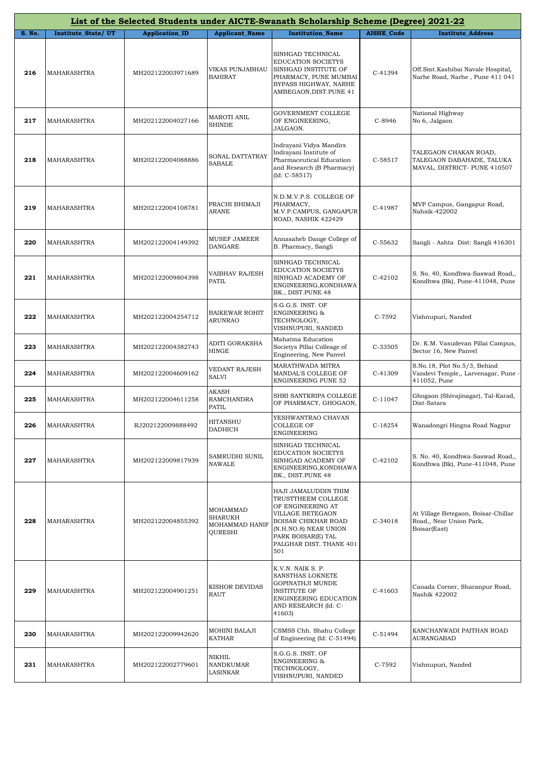# List of the Selected Students under AICTE-Swanath Scholarship Scheme (Degree) 2021-22

| S. No. | Institute_State/ UT | Application_ID | Applicant_Name | Institution_Name | AISHE_Code | Institute_Address |
|---|---|---|---|---|---|---|
| 216 | MAHARASHTRA | MH202122003971689 | VIKAS PUNJABHAU BAHIRAT | SINHGAD TECHNICAL EDUCATION SOCIETYS SINHGAD INSTITUTE OF PHARMACY, PUNE MUMBAI BYPASS HIGHWAY, NARHE AMBEGAON,DIST.PUNE 41 | C-41394 | Off.Smt.Kashibai Navale Hospital, Narhe Road, Narhe , Pune 411 041 |
| 217 | MAHARASHTRA | MH202122004027166 | MAROTI ANIL SHINDE | GOVERNMENT COLLEGE OF ENGINEERING, JALGAON. | C-8946 | National Highway No 6, Jalgaon |
| 218 | MAHARASHTRA | MH202122004088886 | SONAL DATTATRAY SABALE | Indrayani Vidya Mandirs Indrayani Institute of Pharmaceutical Education and Research (B Pharmacy) (Id: C-58517) | C-58517 | TALEGAON CHAKAN ROAD, TALEGAON DABAHADE, TALUKA MAVAL, DISTRICT- PUNE 410507 |
| 219 | MAHARASHTRA | MH202122004108781 | PRACHI BHIMAJI ARANE | N.D.M.V.P.S. COLLEGE OF PHARMACY, M.V.P.CAMPUS, GANGAPUR ROAD, NASHIK 422429 | C-41987 | MVP Campus, Gangapur Road, Nahsik-422002 |
| 220 | MAHARASHTRA | MH202122004149392 | MUSEF JAMEER DANGARE | Annasaheb Dange College of B. Pharmacy, Sangli | C-55632 | Sangli - Ashta Dist: Sangli 416301 |
| 221 | MAHARASHTRA | MH202122009804398 | VAIBHAV RAJESH PATIL | SINHGAD TECHNICAL EDUCATION SOCIETYS SINHGAD ACADEMY OF ENGINEERING,KONDHAWA BK., DIST.PUNE 48 | C-42102 | S. No. 40, Kondhwa-Saswad Road,, Kondhwa (Bk), Pune-411048, Pune |
| 222 | MAHARASHTRA | MH202122004254712 | BAIKEWAR ROHIT ARUNRAO | S.G.G.S. INST. OF ENGINEERING & TECHNOLOGY, VISHNUPURI, NANDED | C-7592 | Vishnupuri, Nanded |
| 223 | MAHARASHTRA | MH202122004382743 | ADITI GORAKSHA HINGE | Mahatma Education Societys Pillai Colleage of Engineering, New Panvel | C-33505 | Dr. K.M. Vasudevan Pillai Campus, Sector 16, New Panvel |
| 224 | MAHARASHTRA | MH202122004609162 | VEDANT RAJESH SALVI | MARATHWADA MITRA MANDAL'S COLLEGE OF ENGINEERING PUNE 52 | C-41309 | S.No.18, Plot No.5/3, Behind Vandevi Temple,, Larvenagar, Pune - 411052, Pune |
| 225 | MAHARASHTRA | MH202122004611258 | AKASH RAMCHANDRA PATIL | SHRI SANTKRIPA COLLEGE OF PHARMACY, GHOGAON, | C-11047 | Ghogaon (Shivajinagar), Tal-Karad, Dist-Satara |
| 226 | MAHARASHTRA | RJ202122009888492 | HITANSHU DADHICH | YESHWANTRAO CHAVAN COLLEGE OF ENGINEERING | C-18254 | Wanadongri Hingna Road Nagpur |
| 227 | MAHARASHTRA | MH202122009817939 | SAMRUDHI SUNIL NAWALE | SINHGAD TECHNICAL EDUCATION SOCIETYS SINHGAD ACADEMY OF ENGINEERING,KONDHAWA BK., DIST.PUNE 48 | C-42102 | S. No. 40, Kondhwa-Saswad Road,, Kondhwa (Bk), Pune-411048, Pune |
| 228 | MAHARASHTRA | MH202122004855392 | MOHAMMAD SHARUKH MOHAMMAD HANIF QURESHI | HAJI JAMALUDDIN THIM TRUSTTHEEM COLLEGE OF ENGINEERING AT VILLAGE BETEGAON BOISAR CHIKHAR ROAD (N.H.NO.8) NEAR UNION PARK BOISAR(E) TAL PALGHAR DIST. THANE 401 501 | C-34018 | At Village Betegaon, Boisar-Chillar Road,, Near Union Park, Boisar(East) |
| 229 | MAHARASHTRA | MH202122004901251 | KISHOR DEVIDAS RAUT | K.V.N. NAIK S. P. SANSTHAS LOKNETE GOPINATHJI MUNDE INSTITUTE OF ENGINEERING EDUCATION AND RESEARCH (Id: C-41603) | C-41603 | Canada Corner, Sharanpur Road, Nashik 422002 |
| 230 | MAHARASHTRA | MH202122009942620 | MOHINI BALAJI KATHAR | CSMSS Chh. Shahu College of Engineering (Id: C-51494) | C-51494 | KANCHANWADI PAITHAN ROAD AURANGABAD |
| 231 | MAHARASHTRA | MH202122002779601 | NIKHIL NANDKUMAR LASINKAR | S.G.G.S. INST. OF ENGINEERING & TECHNOLOGY, VISHNUPURI, NANDED | C-7592 | Vishnupuri, Nanded |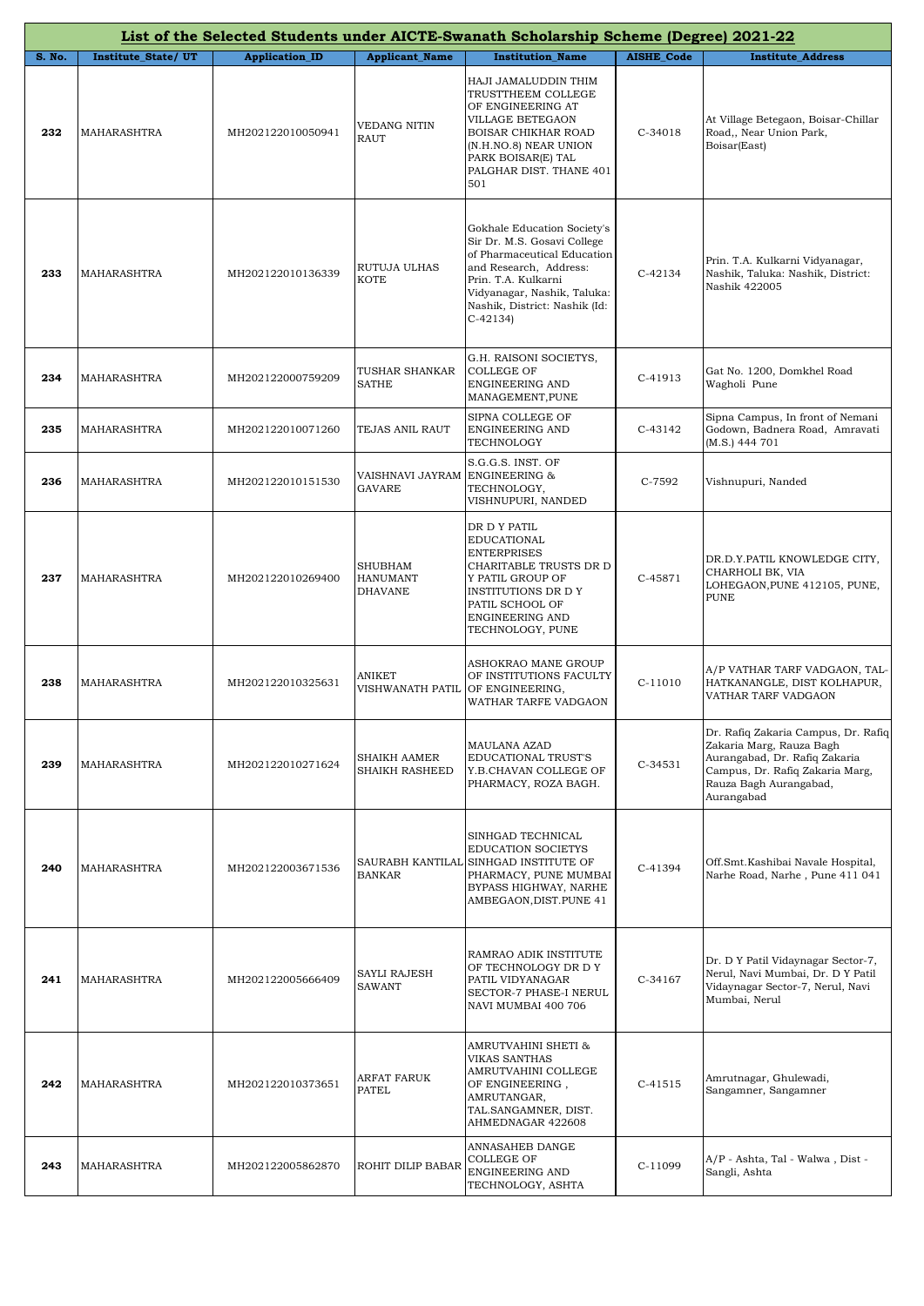## List of the Selected Students under AICTE-Swanath Scholarship Scheme (Degree) 2021-22

| S. No. | Institute_State/ UT | Application_ID | Applicant_Name | Institution_Name | AISHE_Code | Institute_Address |
|---|---|---|---|---|---|---|
| 232 | MAHARASHTRA | MH202122010050941 | VEDANG NITIN RAUT | HAJI JAMALUDDIN THIM TRUSTTHEEM COLLEGE OF ENGINEERING AT VILLAGE BETEGAON BOISAR CHIKHAR ROAD (N.H.NO.8) NEAR UNION PARK BOISAR(E) TAL PALGHAR DIST. THANE 401 501 | C-34018 | At Village Betegaon, Boisar-Chillar Road,, Near Union Park, Boisar(East) |
| 233 | MAHARASHTRA | MH202122010136339 | RUTUJA ULHAS KOTE | Gokhale Education Society's Sir Dr. M.S. Gosavi College of Pharmaceutical Education and Research, Address: Prin. T.A. Kulkarni Vidyanagar, Nashik, Taluka: Nashik, District: Nashik (Id: C-42134) | C-42134 | Prin. T.A. Kulkarni Vidyanagar, Nashik, Taluka: Nashik, District: Nashik 422005 |
| 234 | MAHARASHTRA | MH202122000759209 | TUSHAR SHANKAR SATHE | G.H. RAISONI SOCIETYS, COLLEGE OF ENGINEERING AND MANAGEMENT,PUNE | C-41913 | Gat No. 1200, Domkhel Road Wagholi Pune |
| 235 | MAHARASHTRA | MH202122010071260 | TEJAS ANIL RAUT | SIPNA COLLEGE OF ENGINEERING AND TECHNOLOGY | C-43142 | Sipna Campus, In front of Nemani Godown, Badnera Road, Amravati (M.S.) 444 701 |
| 236 | MAHARASHTRA | MH202122010151530 | VAISHNAVI JAYRAM GAVARE | S.G.G.S. INST. OF ENGINEERING & TECHNOLOGY, VISHNUPURI, NANDED | C-7592 | Vishnupuri, Nanded |
| 237 | MAHARASHTRA | MH202122010269400 | SHUBHAM HANUMANT DHAVANE | DR D Y PATIL EDUCATIONAL ENTERPRISES CHARITABLE TRUSTS DR D Y PATIL GROUP OF INSTITUTIONS DR D Y PATIL SCHOOL OF ENGINEERING AND TECHNOLOGY, PUNE | C-45871 | DR.D.Y.PATIL KNOWLEDGE CITY, CHARHOLI BK, VIA LOHEGAON,PUNE 412105, PUNE, PUNE |
| 238 | MAHARASHTRA | MH202122010325631 | ANIKET VISHWANATH PATIL | ASHOKRAO MANE GROUP OF INSTITUTIONS FACULTY OF ENGINEERING, WATHAR TARFE VADGAON | C-11010 | A/P VATHAR TARF VADGAON, TAL-HATKANANGLE, DIST KOLHAPUR, VATHAR TARF VADGAON |
| 239 | MAHARASHTRA | MH202122010271624 | SHAIKH AAMER SHAIKH RASHEED | MAULANA AZAD EDUCATIONAL TRUST'S Y.B.CHAVAN COLLEGE OF PHARMACY, ROZA BAGH. | C-34531 | Dr. Rafiq Zakaria Campus, Dr. Rafiq Zakaria Marg, Rauza Bagh Aurangabad, Dr. Rafiq Zakaria Campus, Dr. Rafiq Zakaria Marg, Rauza Bagh Aurangabad, Aurangabad |
| 240 | MAHARASHTRA | MH202122003671536 | SAURABH KANTILAL BANKAR | SINHGAD TECHNICAL EDUCATION SOCIETYS SINHGAD INSTITUTE OF PHARMACY, PUNE MUMBAI BYPASS HIGHWAY, NARHE AMBEGAON,DIST.PUNE 41 | C-41394 | Off.Smt.Kashibai Navale Hospital, Narhe Road, Narhe , Pune 411 041 |
| 241 | MAHARASHTRA | MH202122005666409 | SAYLI RAJESH SAWANT | RAMRAO ADIK INSTITUTE OF TECHNOLOGY DR D Y PATIL VIDYANAGAR SECTOR-7 PHASE-I NERUL NAVI MUMBAI 400 706 | C-34167 | Dr. D Y Patil Vidaynagar Sector-7, Nerul, Navi Mumbai, Dr. D Y Patil Vidaynagar Sector-7, Nerul, Navi Mumbai, Nerul |
| 242 | MAHARASHTRA | MH202122010373651 | ARFAT FARUK PATEL | AMRUTVAHINI SHETI & VIKAS SANTHAS AMRUTVAHINI COLLEGE OF ENGINEERING , AMRUTANGAR, TAL.SANGAMNER, DIST. AHMEDNAGAR 422608 | C-41515 | Amrutnagar, Ghulewadi, Sangamner, Sangamner |
| 243 | MAHARASHTRA | MH202122005862870 | ROHIT DILIP BABAR | ANNASAHEB DANGE COLLEGE OF ENGINEERING AND TECHNOLOGY, ASHTA | C-11099 | A/P - Ashta, Tal - Walwa , Dist - Sangli, Ashta |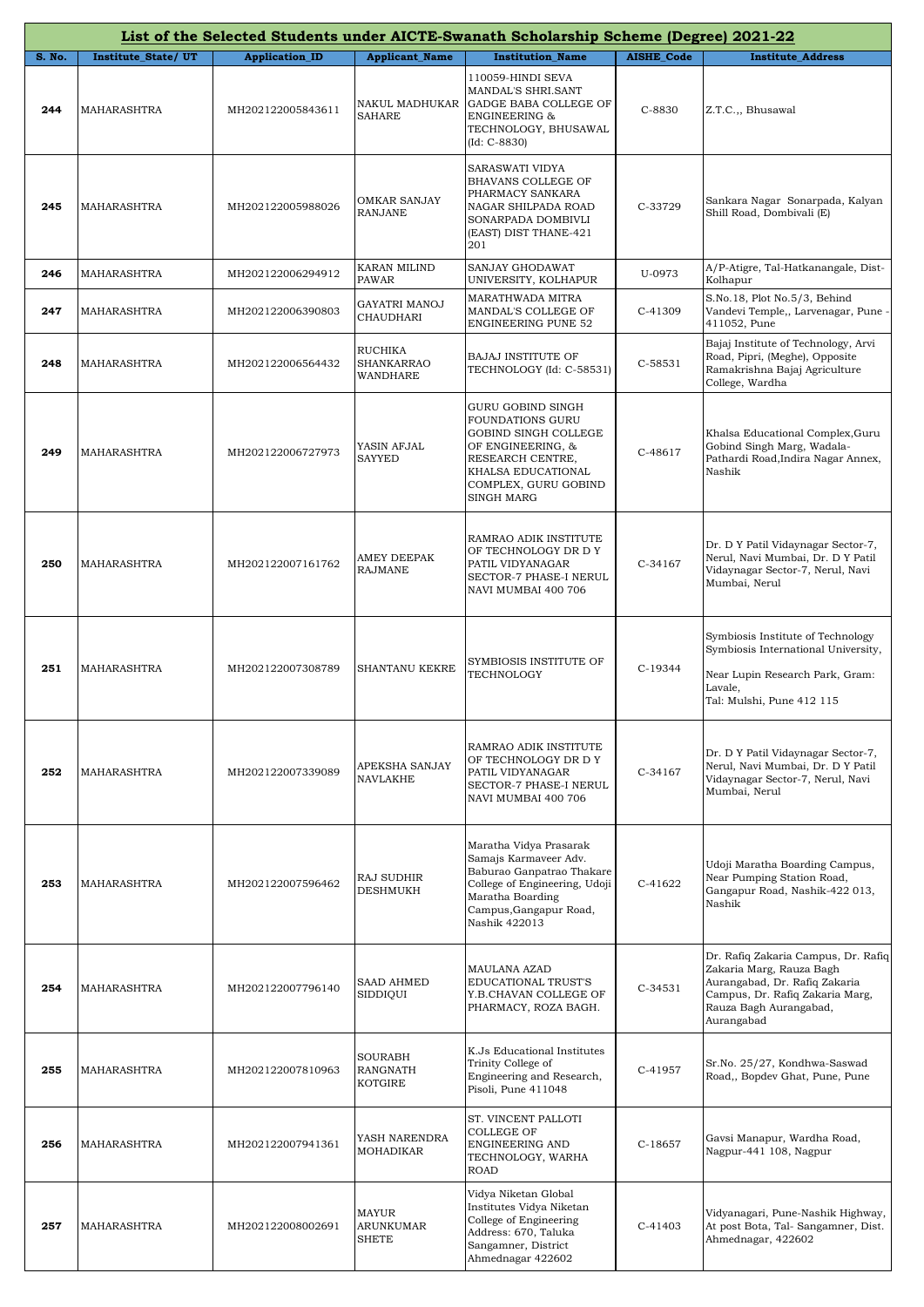| List of the Selected Students under AICTE-Swanath Scholarship Scheme (Degree) 2021-22 | | | | | | |
|---|---|---|---|---|---|---|
| **S. No.** | **Institute_State/ UT** | **Application_ID** | **Applicant_Name** | **Institution_Name** | **AISHE_Code** | **Institute_Address** |
| 244 | MAHARASHTRA | MH202122005843611 | NAKUL MADHUKAR SAHARE | 110059-HINDI SEVA MANDAL'S SHRI.SANT GADGE BABA COLLEGE OF ENGINEERING & TECHNOLOGY, BHUSAWAL (Id: C-8830) | C-8830 | Z.T.C.,, Bhusawal |
| 245 | MAHARASHTRA | MH202122005988026 | OMKAR SANJAY RANJANE | SARASWATI VIDYA BHAVANS COLLEGE OF PHARMACY SANKARA NAGAR SHILPADA ROAD SONARPADA DOMBIVLI (EAST) DIST THANE-421 201 | C-33729 | Sankara Nagar Sonarpada, Kalyan Shill Road, Dombivali (E) |
| 246 | MAHARASHTRA | MH202122006294912 | KARAN MILIND PAWAR | SANJAY GHODAWAT UNIVERSITY, KOLHAPUR | U-0973 | A/P-Atigre, Tal-Hatkanangale, Dist-Kolhapur |
| 247 | MAHARASHTRA | MH202122006390803 | GAYATRI MANOJ CHAUDHARI | MARATHWADA MITRA MANDAL'S COLLEGE OF ENGINEERING PUNE 52 | C-41309 | S.No.18, Plot No.5/3, Behind Vandevi Temple,, Larvenagar, Pune - 411052, Pune |
| 248 | MAHARASHTRA | MH202122006564432 | RUCHIKA SHANKARRAO WANDHARE | BAJAJ INSTITUTE OF TECHNOLOGY (Id: C-58531) | C-58531 | Bajaj Institute of Technology, Arvi Road, Pipri, (Meghe), Opposite Ramakrishna Bajaj Agriculture College, Wardha |
| 249 | MAHARASHTRA | MH202122006727973 | YASIN AFJAL SAYYED | GURU GOBIND SINGH FOUNDATIONS GURU GOBIND SINGH COLLEGE OF ENGINEERING, & RESEARCH CENTRE, KHALSA EDUCATIONAL COMPLEX, GURU GOBIND SINGH MARG | C-48617 | Khalsa Educational Complex,Guru Gobind Singh Marg, Wadala-Pathardi Road,Indira Nagar Annex, Nashik |
| 250 | MAHARASHTRA | MH202122007161762 | AMEY DEEPAK RAJMANE | RAMRAO ADIK INSTITUTE OF TECHNOLOGY DR D Y PATIL VIDYANAGAR SECTOR-7 PHASE-I NERUL NAVI MUMBAI 400 706 | C-34167 | Dr. D Y Patil Vidaynagar Sector-7, Nerul, Navi Mumbai, Dr. D Y Patil Vidaynagar Sector-7, Nerul, Navi Mumbai, Nerul |
| 251 | MAHARASHTRA | MH202122007308789 | SHANTANU KEKRE | SYMBIOSIS INSTITUTE OF TECHNOLOGY | C-19344 | Symbiosis Institute of Technology Symbiosis International University, Near Lupin Research Park, Gram: Lavale, Tal: Mulshi, Pune 412 115 |
| 252 | MAHARASHTRA | MH202122007339089 | APEKSHA SANJAY NAVLAKHE | RAMRAO ADIK INSTITUTE OF TECHNOLOGY DR D Y PATIL VIDYANAGAR SECTOR-7 PHASE-I NERUL NAVI MUMBAI 400 706 | C-34167 | Dr. D Y Patil Vidaynagar Sector-7, Nerul, Navi Mumbai, Dr. D Y Patil Vidaynagar Sector-7, Nerul, Navi Mumbai, Nerul |
| 253 | MAHARASHTRA | MH202122007596462 | RAJ SUDHIR DESHMUKH | Maratha Vidya Prasarak Samajs Karmaveer Adv. Baburao Ganpatrao Thakare College of Engineering, Udoji Maratha Boarding Campus,Gangapur Road, Nashik 422013 | C-41622 | Udoji Maratha Boarding Campus, Near Pumping Station Road, Gangapur Road, Nashik-422 013, Nashik |
| 254 | MAHARASHTRA | MH202122007796140 | SAAD AHMED SIDDIQUI | MAULANA AZAD EDUCATIONAL TRUST'S Y.B.CHAVAN COLLEGE OF PHARMACY, ROZA BAGH. | C-34531 | Dr. Rafiq Zakaria Campus, Dr. Rafiq Zakaria Marg, Rauza Bagh Aurangabad, Dr. Rafiq Zakaria Campus, Dr. Rafiq Zakaria Marg, Rauza Bagh Aurangabad, Aurangabad |
| 255 | MAHARASHTRA | MH202122007810963 | SOURABH RANGNATH KOTGIRE | K.Js Educational Institutes Trinity College of Engineering and Research, Pisoli, Pune 411048 | C-41957 | Sr.No. 25/27, Kondhwa-Saswad Road,, Bopdev Ghat, Pune, Pune |
| 256 | MAHARASHTRA | MH202122007941361 | YASH NARENDRA MOHADIKAR | ST. VINCENT PALLOTI COLLEGE OF ENGINEERING AND TECHNOLOGY, WARHA ROAD | C-18657 | Gavsi Manapur, Wardha Road, Nagpur-441 108, Nagpur |
| 257 | MAHARASHTRA | MH202122008002691 | MAYUR ARUNKUMAR SHETE | Vidya Niketan Global Institutes Vidya Niketan College of Engineering Address: 670, Taluka Sangamner, District Ahmednagar 422602 | C-41403 | Vidyanagari, Pune-Nashik Highway, At post Bota, Tal- Sangamner, Dist. Ahmednagar, 422602 |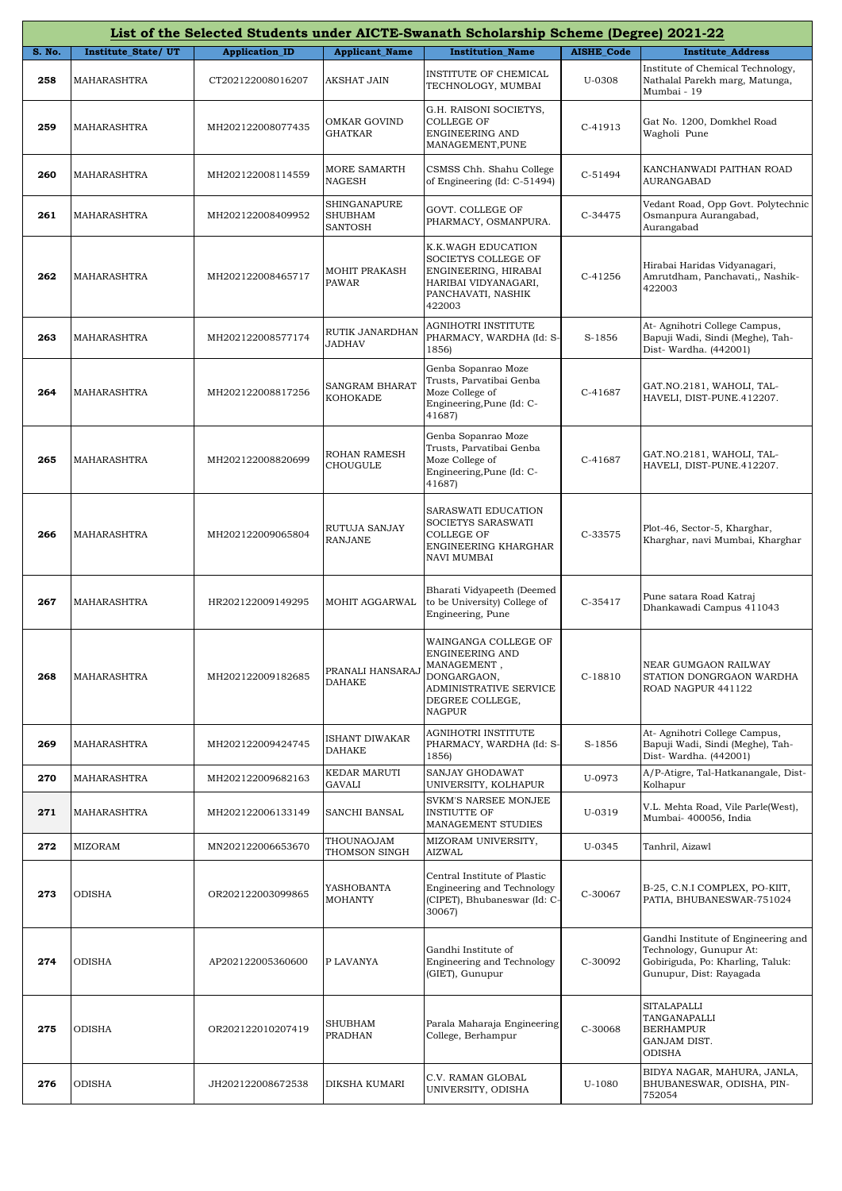| List of the Selected Students under AICTE-Swanath Scholarship Scheme (Degree) 2021-22 | | | | | | |
|---|---|---|---|---|---|---|
| **S. No.** | **Institute_State/ UT** | **Application_ID** | **Applicant_Name** | **Institution_Name** | **AISHE_Code** | **Institute_Address** |
| **258** | MAHARASHTRA | CT202122008016207 | AKSHAT JAIN | INSTITUTE OF CHEMICAL TECHNOLOGY, MUMBAI | U-0308 | Institute of Chemical Technology, Nathalal Parekh marg, Matunga, Mumbai - 19 |
| **259** | MAHARASHTRA | MH202122008077435 | OMKAR GOVIND GHATKAR | G.H. RAISONI SOCIETYS, COLLEGE OF ENGINEERING AND MANAGEMENT,PUNE | C-41913 | Gat No. 1200, Domkhel Road Wagholi Pune |
| **260** | MAHARASHTRA | MH202122008114559 | MORE SAMARTH NAGESH | CSMSS Chh. Shahu College of Engineering (Id: C-51494) | C-51494 | KANCHANWADI PAITHAN ROAD AURANGABAD |
| **261** | MAHARASHTRA | MH202122008409952 | SHINGANAPURE SHUBHAM SANTOSH | GOVT. COLLEGE OF PHARMACY, OSMANPURA. | C-34475 | Vedant Road, Opp Govt. Polytechnic Osmanpura Aurangabad, Aurangabad |
| **262** | MAHARASHTRA | MH202122008465717 | MOHIT PRAKASH PAWAR | K.K.WAGH EDUCATION SOCIETYS COLLEGE OF ENGINEERING, HIRABAI HARIBAI VIDYANAGARI, PANCHAVATI, NASHIK 422003 | C-41256 | Hirabai Haridas Vidyanagari, Amrutdham, Panchavati,, Nashik-422003 |
| **263** | MAHARASHTRA | MH202122008577174 | RUTIK JANARDHAN JADHAV | AGNIHOTRI INSTITUTE PHARMACY, WARDHA (Id: S-1856) | S-1856 | At- Agnihotri College Campus, Bapuji Wadi, Sindi (Meghe), Tah-Dist- Wardha. (442001) |
| **264** | MAHARASHTRA | MH202122008817256 | SANGRAM BHARAT KOHOKADE | Genba Sopanrao Moze Trusts, Parvatibai Genba Moze College of Engineering,Pune (Id: C-41687) | C-41687 | GAT.NO.2181, WAHOLI, TAL-HAVELI, DIST-PUNE.412207. |
| **265** | MAHARASHTRA | MH202122008820699 | ROHAN RAMESH CHOUGULE | Genba Sopanrao Moze Trusts, Parvatibai Genba Moze College of Engineering,Pune (Id: C-41687) | C-41687 | GAT.NO.2181, WAHOLI, TAL-HAVELI, DIST-PUNE.412207. |
| **266** | MAHARASHTRA | MH202122009065804 | RUTUJA SANJAY RANJANE | SARASWATI EDUCATION SOCIETYS SARASWATI COLLEGE OF ENGINEERING KHARGHAR NAVI MUMBAI | C-33575 | Plot-46, Sector-5, Kharghar, Kharghar, navi Mumbai, Kharghar |
| **267** | MAHARASHTRA | HR202122009149295 | MOHIT AGGARWAL | Bharati Vidyapeeth (Deemed to be University) College of Engineering, Pune | C-35417 | Pune satara Road Katraj Dhankawadi Campus 411043 |
| **268** | MAHARASHTRA | MH202122009182685 | PRANALI HANSARAJ DAHAKE | WAINGANGA COLLEGE OF ENGINEERING AND MANAGEMENT , DONGARGAON, ADMINISTRATIVE SERVICE DEGREE COLLEGE, NAGPUR | C-18810 | NEAR GUMGAON RAILWAY STATION DONGRGAON WARDHA ROAD NAGPUR 441122 |
| **269** | MAHARASHTRA | MH202122009424745 | ISHANT DIWAKAR DAHAKE | AGNIHOTRI INSTITUTE PHARMACY, WARDHA (Id: S-1856) | S-1856 | At- Agnihotri College Campus, Bapuji Wadi, Sindi (Meghe), Tah-Dist- Wardha. (442001) |
| **270** | MAHARASHTRA | MH202122009682163 | KEDAR MARUTI GAVALI | SANJAY GHODAWAT UNIVERSITY, KOLHAPUR | U-0973 | A/P-Atigre, Tal-Hatkanangale, Dist-Kolhapur |
| **271** | MAHARASHTRA | MH202122006133149 | SANCHI BANSAL | SVKM'S NARSEE MONJEE INSTIUTTE OF MANAGEMENT STUDIES | U-0319 | V.L. Mehta Road, Vile Parle(West), Mumbai- 400056, India |
| **272** | MIZORAM | MN202122006653670 | THOUNAOJAM THOMSON SINGH | MIZORAM UNIVERSITY, AIZWAL | U-0345 | Tanhril, Aizawl |
| **273** | ODISHA | OR202122003099865 | YASHOBANTA MOHANTY | Central Institute of Plastic Engineering and Technology (CIPET), Bhubaneswar (Id: C-30067) | C-30067 | B-25, C.N.I COMPLEX, PO-KIIT, PATIA, BHUBANESWAR-751024 |
| **274** | ODISHA | AP202122005360600 | P LAVANYA | Gandhi Institute of Engineering and Technology (GIET), Gunupur | C-30092 | Gandhi Institute of Engineering and Technology, Gunupur At: Gobiriguda, Po: Kharling, Taluk: Gunupur, Dist: Rayagada |
| **275** | ODISHA | OR202122010207419 | SHUBHAM PRADHAN | Parala Maharaja Engineering College, Berhampur | C-30068 | SITALAPALLI TANGANAPALLI BERHAMPUR GANJAM DIST. ODISHA |
| **276** | ODISHA | JH202122008672538 | DIKSHA KUMARI | C.V. RAMAN GLOBAL UNIVERSITY, ODISHA | U-1080 | BIDYA NAGAR, MAHURA, JANLA, BHUBANESWAR, ODISHA, PIN-752054 |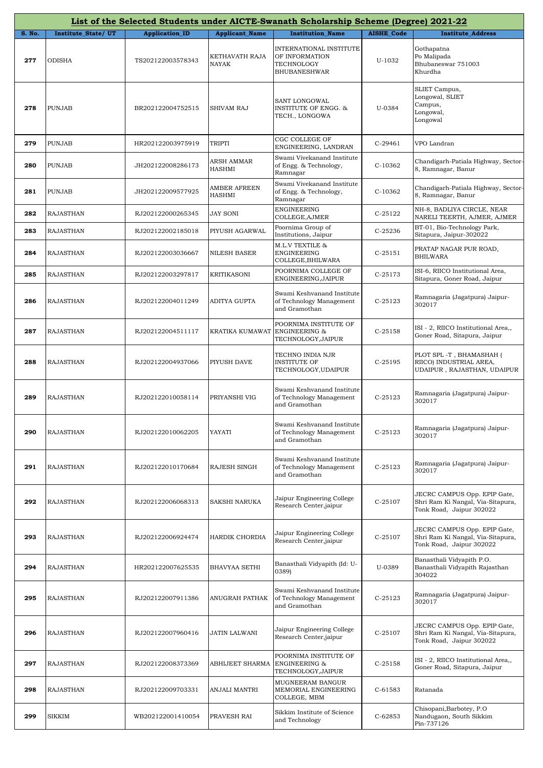| List of the Selected Students under AICTE-Swanath Scholarship Scheme (Degree) 2021-22 | | | | | | |
|---|---|---|---|---|---|---|
| **S. No.** | **Institute_State/ UT** | **Application_ID** | **Applicant_Name** | **Institution_Name** | **AISHE_Code** | **Institute_Address** |
| 277 | ODISHA | TS202122003578343 | KETHAVATH RAJA NAYAK | INTERNATIONAL INSTITUTE OF INFORMATION TECHNOLOGY BHUBANESHWAR | U-1032 | Gothapatna Po Malipada Bhubaneswar 751003 Khurdha |
| 278 | PUNJAB | BR202122004752515 | SHIVAM RAJ | SANT LONGOWAL INSTITUTE OF ENGG. & TECH., LONGOWA | U-0384 | SLIET Campus, Longowal, SLIET Campus, Longowal, Longowal |
| 279 | PUNJAB | HR202122003975919 | TRIPTI | CGC COLLEGE OF ENGINEERING, LANDRAN | C-29461 | VPO Landran |
| 280 | PUNJAB | JH202122008286173 | ARSH AMMAR HASHMI | Swami Vivekanand Institute of Engg. & Technology, Ramnagar | C-10362 | Chandigarh-Patiala Highway, Sector-8, Ramnagar, Banur |
| 281 | PUNJAB | JH202122009577925 | AMBER AFREEN HASHMI | Swami Vivekanand Institute of Engg. & Technology, Ramnagar | C-10362 | Chandigarh-Patiala Highway, Sector-8, Ramnagar, Banur |
| 282 | RAJASTHAN | RJ202122000265345 | JAY SONI | ENGINEERING COLLEGE,AJMER | C-25122 | NH-8, BADLIYA CIRCLE, NEAR NARELI TEERTH, AJMER, AJMER |
| 283 | RAJASTHAN | RJ202122002185018 | PIYUSH AGARWAL | Poornima Group of Institutions, Jaipur | C-25236 | BT-01, Bio-Technology Park, Sitapura, Jaipur-302022 |
| 284 | RAJASTHAN | RJ202122003036667 | NILESH BASER | M.L.V TEXTILE & ENGINEERING COLLEGE,BHILWARA | C-25151 | PRATAP NAGAR PUR ROAD, BHILWARA |
| 285 | RAJASTHAN | RJ202122003297817 | KRITIKASONI | POORNIMA COLLEGE OF ENGINEERING,JAIPUR | C-25173 | ISI-6, RIICO Institutional Area, Sitapura, Goner Road, Jaipur |
| 286 | RAJASTHAN | RJ202122004011249 | ADITYA GUPTA | Swami Keshvanand Institute of Technology Management and Gramothan | C-25123 | Ramnagaria (Jagatpura) Jaipur-302017 |
| 287 | RAJASTHAN | RJ202122004511117 | KRATIKA KUMAWAT | POORNIMA INSTITUTE OF ENGINEERING & TECHNOLOGY,JAIPUR | C-25158 | ISI - 2, RIICO Institutional Area,, Goner Road, Sitapura, Jaipur |
| 288 | RAJASTHAN | RJ202122004937066 | PIYUSH DAVE | TECHNO INDIA NJR INSTITUTE OF TECHNOLOGY,UDAIPUR | C-25195 | PLOT SPL -T , BHAMASHAH ( RIICO) INDUSTRIAL AREA, UDAIPUR , RAJASTHAN, UDAIPUR |
| 289 | RAJASTHAN | RJ202122010058114 | PRIYANSHI VIG | Swami Keshvanand Institute of Technology Management and Gramothan | C-25123 | Ramnagaria (Jagatpura) Jaipur-302017 |
| 290 | RAJASTHAN | RJ202122010062205 | YAYATI | Swami Keshvanand Institute of Technology Management and Gramothan | C-25123 | Ramnagaria (Jagatpura) Jaipur-302017 |
| 291 | RAJASTHAN | RJ202122010170684 | RAJESH SINGH | Swami Keshvanand Institute of Technology Management and Gramothan | C-25123 | Ramnagaria (Jagatpura) Jaipur-302017 |
| 292 | RAJASTHAN | RJ202122006068313 | SAKSHI NARUKA | Jaipur Engineering College Research Center,jaipur | C-25107 | JECRC CAMPUS Opp. EPIP Gate, Shri Ram Ki Nangal, Via-Sitapura, Tonk Road, Jaipur 302022 |
| 293 | RAJASTHAN | RJ202122006924474 | HARDIK CHORDIA | Jaipur Engineering College Research Center,jaipur | C-25107 | JECRC CAMPUS Opp. EPIP Gate, Shri Ram Ki Nangal, Via-Sitapura, Tonk Road, Jaipur 302022 |
| 294 | RAJASTHAN | HR202122007625535 | BHAVYAA SETHI | Banasthali Vidyapith (Id: U-0389) | U-0389 | Banasthali Vidyapith P.O. Banasthali Vidyapith Rajasthan 304022 |
| 295 | RAJASTHAN | RJ202122007911386 | ANUGRAH PATHAK | Swami Keshvanand Institute of Technology Management and Gramothan | C-25123 | Ramnagaria (Jagatpura) Jaipur-302017 |
| 296 | RAJASTHAN | RJ202122007960416 | JATIN LALWANI | Jaipur Engineering College Research Center,jaipur | C-25107 | JECRC CAMPUS Opp. EPIP Gate, Shri Ram Ki Nangal, Via-Sitapura, Tonk Road, Jaipur 302022 |
| 297 | RAJASTHAN | RJ202122008373369 | ABHIJEET SHARMA | POORNIMA INSTITUTE OF ENGINEERING & TECHNOLOGY,JAIPUR | C-25158 | ISI - 2, RIICO Institutional Area,, Goner Road, Sitapura, Jaipur |
| 298 | RAJASTHAN | RJ202122009703331 | ANJALI MANTRI | MUGNEERAM BANGUR MEMORIAL ENGINEERING COLLEGE, MBM | C-61583 | Ratanada |
| 299 | SIKKIM | WB202122001410054 | PRAVESH RAI | Sikkim Institute of Science and Technology | C-62853 | Chisopani,Barbotey, P.O Nandugaon, South Sikkim Pin-737126 |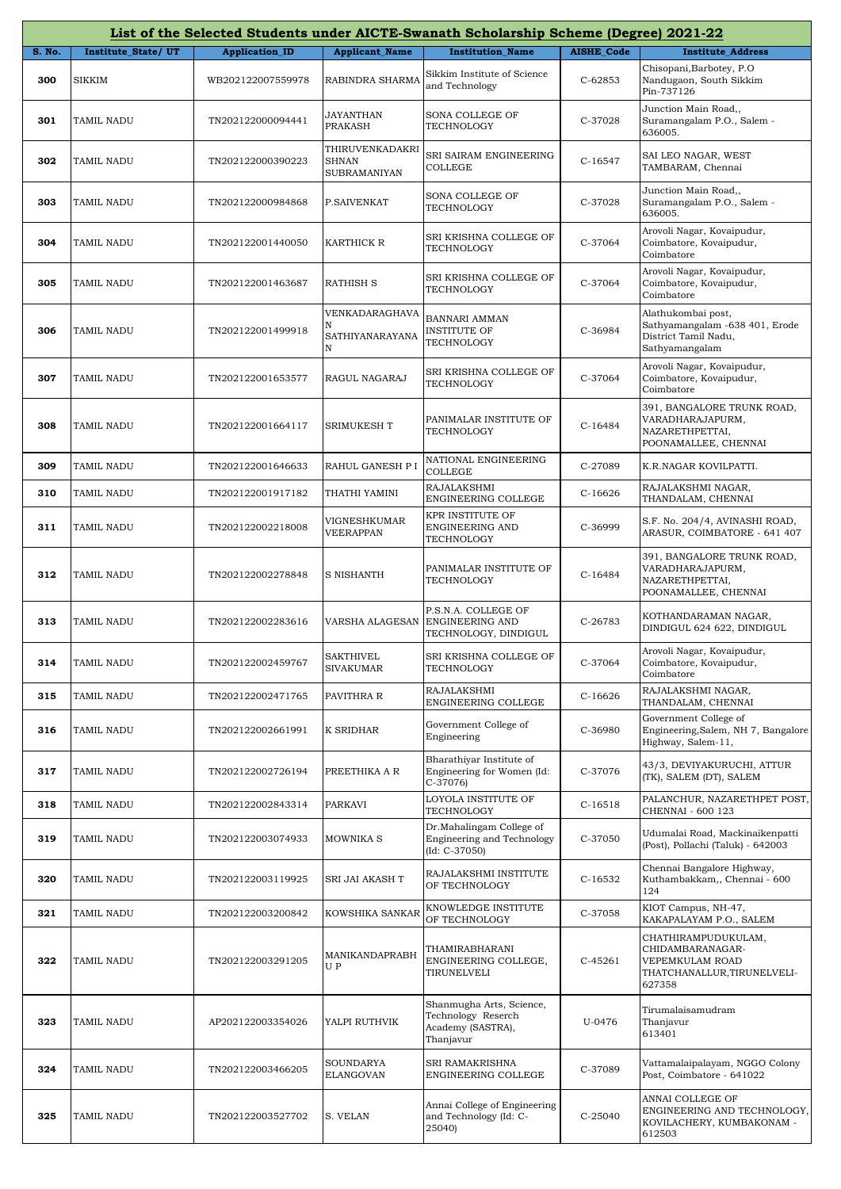## List of the Selected Students under AICTE-Swanath Scholarship Scheme (Degree) 2021-22

| S. No. | Institute_State/ UT | Application_ID | Applicant_Name | Institution_Name | AISHE_Code | Institute_Address |
|---|---|---|---|---|---|---|
| 300 | SIKKIM | WB202122007559978 | RABINDRA SHARMA | Sikkim Institute of Science and Technology | C-62853 | Chisopani,Barbotey, P.O Nandugaon, South Sikkim Pin-737126 |
| 301 | TAMIL NADU | TN202122000094441 | JAYANTHAN PRAKASH | SONA COLLEGE OF TECHNOLOGY | C-37028 | Junction Main Road,, Suramangalam P.O., Salem - 636005. |
| 302 | TAMIL NADU | TN202122000390223 | THIRUVENKADAKRISHNAN SUBRAMANIYAN | SRI SAIRAM ENGINEERING COLLEGE | C-16547 | SAI LEO NAGAR, WEST TAMBARAM, Chennai |
| 303 | TAMIL NADU | TN202122000984868 | P.SAIVENKAT | SONA COLLEGE OF TECHNOLOGY | C-37028 | Junction Main Road,, Suramangalam P.O., Salem - 636005. |
| 304 | TAMIL NADU | TN202122001440050 | KARTHICK R | SRI KRISHNA COLLEGE OF TECHNOLOGY | C-37064 | Arovoli Nagar, Kovaipudur, Coimbatore, Kovaipudur, Coimbatore |
| 305 | TAMIL NADU | TN202122001463687 | RATHISH S | SRI KRISHNA COLLEGE OF TECHNOLOGY | C-37064 | Arovoli Nagar, Kovaipudur, Coimbatore, Kovaipudur, Coimbatore |
| 306 | TAMIL NADU | TN202122001499918 | VENKADARAGHAVAN SATHIYANARAYANAN | BANNARI AMMAN INSTITUTE OF TECHNOLOGY | C-36984 | Alathukombai post, Sathyamangalam -638 401, Erode District Tamil Nadu, Sathyamangalam |
| 307 | TAMIL NADU | TN202122001653577 | RAGUL NAGARAJ | SRI KRISHNA COLLEGE OF TECHNOLOGY | C-37064 | Arovoli Nagar, Kovaipudur, Coimbatore, Kovaipudur, Coimbatore |
| 308 | TAMIL NADU | TN202122001664117 | SRIMUKESH T | PANIMALAR INSTITUTE OF TECHNOLOGY | C-16484 | 391, BANGALORE TRUNK ROAD, VARADHARAJAPURM, NAZARETHPETTAI, POONAMALLEE, CHENNAI |
| 309 | TAMIL NADU | TN202122001646633 | RAHUL GANESH P I | NATIONAL ENGINEERING COLLEGE | C-27089 | K.R.NAGAR KOVILPATTI. |
| 310 | TAMIL NADU | TN202122001917182 | THATHI YAMINI | RAJALAKSHMI ENGINEERING COLLEGE | C-16626 | RAJALAKSHMI NAGAR, THANDALAM, CHENNAI |
| 311 | TAMIL NADU | TN202122002218008 | VIGNESHKUMAR VEERAPPAN | KPR INSTITUTE OF ENGINEERING AND TECHNOLOGY | C-36999 | S.F. No. 204/4, AVINASHI ROAD, ARASUR, COIMBATORE - 641 407 |
| 312 | TAMIL NADU | TN202122002278848 | S NISHANTH | PANIMALAR INSTITUTE OF TECHNOLOGY | C-16484 | 391, BANGALORE TRUNK ROAD, VARADHARAJAPURM, NAZARETHPETTAI, POONAMALLEE, CHENNAI |
| 313 | TAMIL NADU | TN202122002283616 | VARSHA ALAGESAN | P.S.N.A. COLLEGE OF ENGINEERING AND TECHNOLOGY, DINDIGUL | C-26783 | KOTHANDARAMAN NAGAR, DINDIGUL 624 622, DINDIGUL |
| 314 | TAMIL NADU | TN202122002459767 | SAKTHIVEL SIVAKUMAR | SRI KRISHNA COLLEGE OF TECHNOLOGY | C-37064 | Arovoli Nagar, Kovaipudur, Coimbatore, Kovaipudur, Coimbatore |
| 315 | TAMIL NADU | TN202122002471765 | PAVITHRA R | RAJALAKSHMI ENGINEERING COLLEGE | C-16626 | RAJALAKSHMI NAGAR, THANDALAM, CHENNAI |
| 316 | TAMIL NADU | TN202122002661991 | K SRIDHAR | Government College of Engineering | C-36980 | Government College of Engineering,Salem, NH 7, Bangalore Highway, Salem-11, |
| 317 | TAMIL NADU | TN202122002726194 | PREETHIKA A R | Bharathiyar Institute of Engineering for Women (Id: C-37076) | C-37076 | 43/3, DEVIYAKURUCHI, ATTUR (TK), SALEM (DT), SALEM |
| 318 | TAMIL NADU | TN202122002843314 | PARKAVI | LOYOLA INSTITUTE OF TECHNOLOGY | C-16518 | PALANCHUR, NAZARETHPET POST, CHENNAI - 600 123 |
| 319 | TAMIL NADU | TN202122003074933 | MOWNIKA S | Dr.Mahalingam College of Engineering and Technology (Id: C-37050) | C-37050 | Udumalai Road, Mackinaikenpatti (Post), Pollachi (Taluk) - 642003 |
| 320 | TAMIL NADU | TN202122003119925 | SRI JAI AKASH T | RAJALAKSHMI INSTITUTE OF TECHNOLOGY | C-16532 | Chennai Bangalore Highway, Kuthambakkam,, Chennai - 600 124 |
| 321 | TAMIL NADU | TN202122003200842 | KOWSHIKA SANKAR | KNOWLEDGE INSTITUTE OF TECHNOLOGY | C-37058 | KIOT Campus, NH-47, KAKAPALAYAM P.O., SALEM |
| 322 | TAMIL NADU | TN202122003291205 | MANIKANDAPRABHU P | THAMIRABHARANI ENGINEERING COLLEGE, TIRUNELVELI | C-45261 | CHATHIRAMPUDUKULAM, CHIDAMBARANAGAR-VEPEMKULAM ROAD THATCHANALLUR,TIRUNELVELI-627358 |
| 323 | TAMIL NADU | AP202122003354026 | YALPI RUTHVIK | Shanmugha Arts, Science, Technology Reserch Academy (SASTRA), Thanjavur | U-0476 | Tirumalaisamudram Thanjavur 613401 |
| 324 | TAMIL NADU | TN202122003466205 | SOUNDARYA ELANGOVAN | SRI RAMAKRISHNA ENGINEERING COLLEGE | C-37089 | Vattamalaipalayam, NGGO Colony Post, Coimbatore - 641022 |
| 325 | TAMIL NADU | TN202122003527702 | S. VELAN | Annai College of Engineering and Technology (Id: C-25040) | C-25040 | ANNAI COLLEGE OF ENGINEERING AND TECHNOLOGY, KOVILACHERY, KUMBAKONAM - 612503 |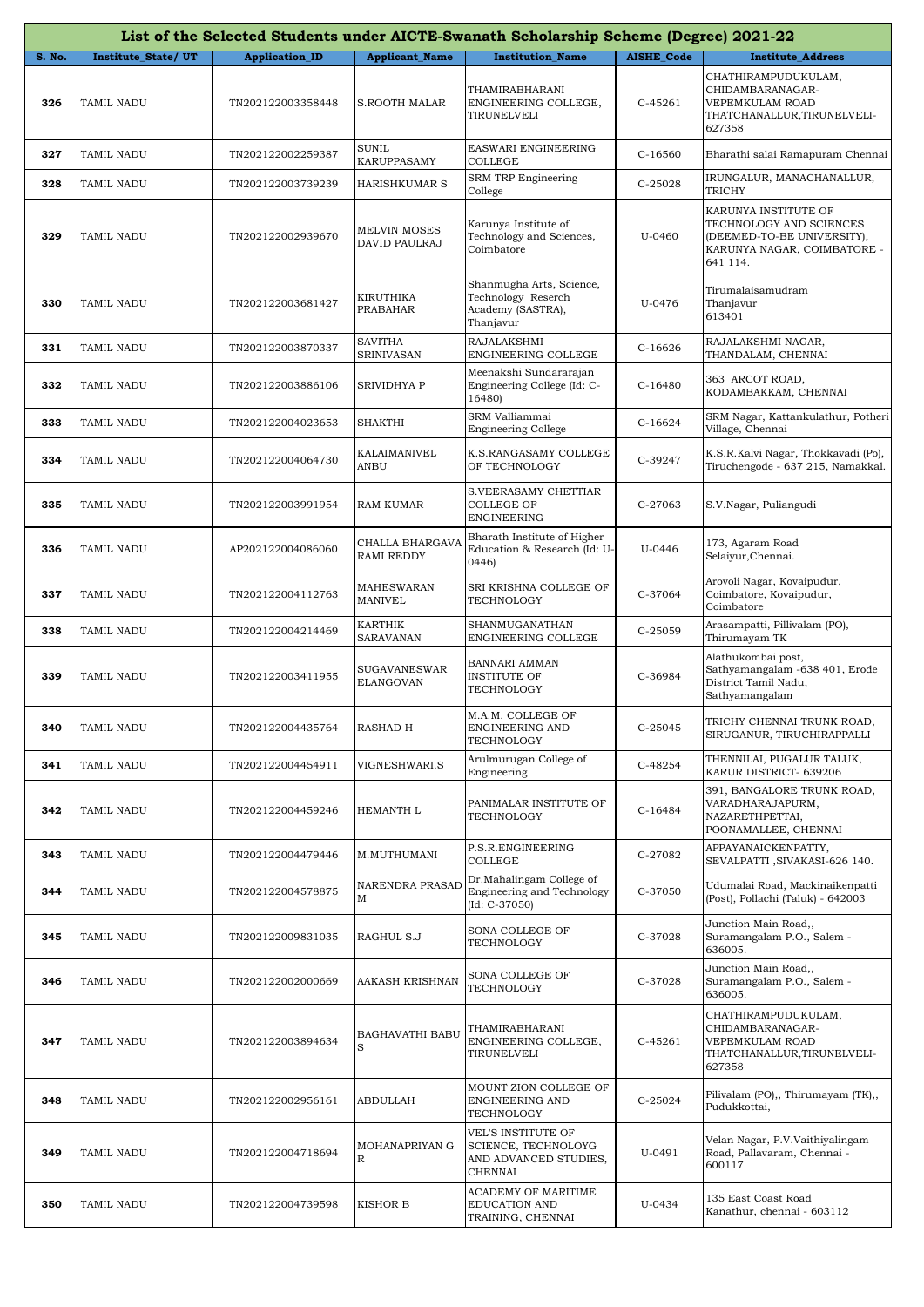## List of the Selected Students under AICTE-Swanath Scholarship Scheme (Degree) 2021-22

| S. No. | Institute_State/ UT | Application_ID | Applicant_Name | Institution_Name | AISHE_Code | Institute_Address |
|---|---|---|---|---|---|---|
| 326 | TAMIL NADU | TN202122003358448 | S.ROOTH MALAR | THAMIRABHARANI ENGINEERING COLLEGE, TIRUNELVELI | C-45261 | CHATHIRAMPUDUKULAM, CHIDAMBARANAGAR-VEPEMKULAM ROAD THATCHANALLUR,TIRUNELVELI-627358 |
| 327 | TAMIL NADU | TN202122002259387 | SUNIL KARUPPASAMY | EASWARI ENGINEERING COLLEGE | C-16560 | Bharathi salai Ramapuram Chennai |
| 328 | TAMIL NADU | TN202122003739239 | HARISHKUMAR S | SRM TRP Engineering College | C-25028 | IRUNGALUR, MANACHANALLUR, TRICHY |
| 329 | TAMIL NADU | TN202122002939670 | MELVIN MOSES DAVID PAULRAJ | Karunya Institute of Technology and Sciences, Coimbatore | U-0460 | KARUNYA INSTITUTE OF TECHNOLOGY AND SCIENCES (DEEMED-TO-BE UNIVERSITY), KARUNYA NAGAR, COIMBATORE - 641 114. |
| 330 | TAMIL NADU | TN202122003681427 | KIRUTHIKA PRABAHAR | Shanmugha Arts, Science, Technology Reserch Academy (SASTRA), Thanjavur | U-0476 | Tirumalaisamudram Thanjavur 613401 |
| 331 | TAMIL NADU | TN202122003870337 | SAVITHA SRINIVASAN | RAJALAKSHMI ENGINEERING COLLEGE | C-16626 | RAJALAKSHMI NAGAR, THANDALAM, CHENNAI |
| 332 | TAMIL NADU | TN202122003886106 | SRIVIDHYA P | Meenakshi Sundararajan Engineering College (Id: C-16480) | C-16480 | 363 ARCOT ROAD, KODAMBAKKAM, CHENNAI |
| 333 | TAMIL NADU | TN202122004023653 | SHAKTHI | SRM Valliammai Engineering College | C-16624 | SRM Nagar, Kattankulathur, Potheri Village, Chennai |
| 334 | TAMIL NADU | TN202122004064730 | KALAIMANIVEL ANBU | K.S.RANGASAMY COLLEGE OF TECHNOLOGY | C-39247 | K.S.R.Kalvi Nagar, Thokkavadi (Po), Tiruchengode - 637 215, Namakkal. |
| 335 | TAMIL NADU | TN202122003991954 | RAM KUMAR | S.VEERASAMY CHETTIAR COLLEGE OF ENGINEERING | C-27063 | S.V.Nagar, Puliangudi |
| 336 | TAMIL NADU | AP202122004086060 | CHALLA BHARGAVA RAMI REDDY | Bharath Institute of Higher Education & Research (Id: U-0446) | U-0446 | 173, Agaram Road Selaiyur,Chennai. |
| 337 | TAMIL NADU | TN202122004112763 | MAHESWARAN MANIVEL | SRI KRISHNA COLLEGE OF TECHNOLOGY | C-37064 | Arovoli Nagar, Kovaipudur, Coimbatore, Kovaipudur, Coimbatore |
| 338 | TAMIL NADU | TN202122004214469 | KARTHIK SARAVANAN | SHANMUGANATHAN ENGINEERING COLLEGE | C-25059 | Arasampatti, Pillivalam (PO), Thirumayam TK |
| 339 | TAMIL NADU | TN202122003411955 | SUGAVANESWAR ELANGOVAN | BANNARI AMMAN INSTITUTE OF TECHNOLOGY | C-36984 | Alathukombai post, Sathyamangalam -638 401, Erode District Tamil Nadu, Sathyamangalam |
| 340 | TAMIL NADU | TN202122004435764 | RASHAD H | M.A.M. COLLEGE OF ENGINEERING AND TECHNOLOGY | C-25045 | TRICHY CHENNAI TRUNK ROAD, SIRUGANUR, TIRUCHIRAPPALLI |
| 341 | TAMIL NADU | TN202122004454911 | VIGNESHWARI.S | Arulmurugan College of Engineering | C-48254 | THENNILAI, PUGALUR TALUK, KARUR DISTRICT- 639206 |
| 342 | TAMIL NADU | TN202122004459246 | HEMANTH L | PANIMALAR INSTITUTE OF TECHNOLOGY | C-16484 | 391, BANGALORE TRUNK ROAD, VARADHARAJAPURM, NAZARETHPETTAI, POONAMALLEE, CHENNAI |
| 343 | TAMIL NADU | TN202122004479446 | M.MUTHUMANI | P.S.R.ENGINEERING COLLEGE | C-27082 | APPAYANAICKENPATTY, SEVALPATTI ,SIVAKASI-626 140. |
| 344 | TAMIL NADU | TN202122004578875 | NARENDRA PRASAD M | Dr.Mahalingam College of Engineering and Technology (Id: C-37050) | C-37050 | Udumalai Road, Mackinaikenpatti (Post), Pollachi (Taluk) - 642003 |
| 345 | TAMIL NADU | TN202122009831035 | RAGHUL S.J | SONA COLLEGE OF TECHNOLOGY | C-37028 | Junction Main Road,, Suramangalam P.O., Salem - 636005. |
| 346 | TAMIL NADU | TN202122002000669 | AAKASH KRISHNAN | SONA COLLEGE OF TECHNOLOGY | C-37028 | Junction Main Road,, Suramangalam P.O., Salem - 636005. |
| 347 | TAMIL NADU | TN202122003894634 | BAGHAVATHI BABU S | THAMIRABHARANI ENGINEERING COLLEGE, TIRUNELVELI | C-45261 | CHATHIRAMPUDUKULAM, CHIDAMBARANAGAR-VEPEMKULAM ROAD THATCHANALLUR,TIRUNELVELI-627358 |
| 348 | TAMIL NADU | TN202122002956161 | ABDULLAH | MOUNT ZION COLLEGE OF ENGINEERING AND TECHNOLOGY | C-25024 | Pilivalam (PO),, Thirumayam (TK),, Pudukkottai, |
| 349 | TAMIL NADU | TN202122004718694 | MOHANAPRIYAN G R | VEL'S INSTITUTE OF SCIENCE, TECHNOLOYG AND ADVANCED STUDIES, CHENNAI | U-0491 | Velan Nagar, P.V.Vaithiyalingam Road, Pallavaram, Chennai - 600117 |
| 350 | TAMIL NADU | TN202122004739598 | KISHOR B | ACADEMY OF MARITIME EDUCATION AND TRAINING, CHENNAI | U-0434 | 135 East Coast Road Kanathur, chennai - 603112 |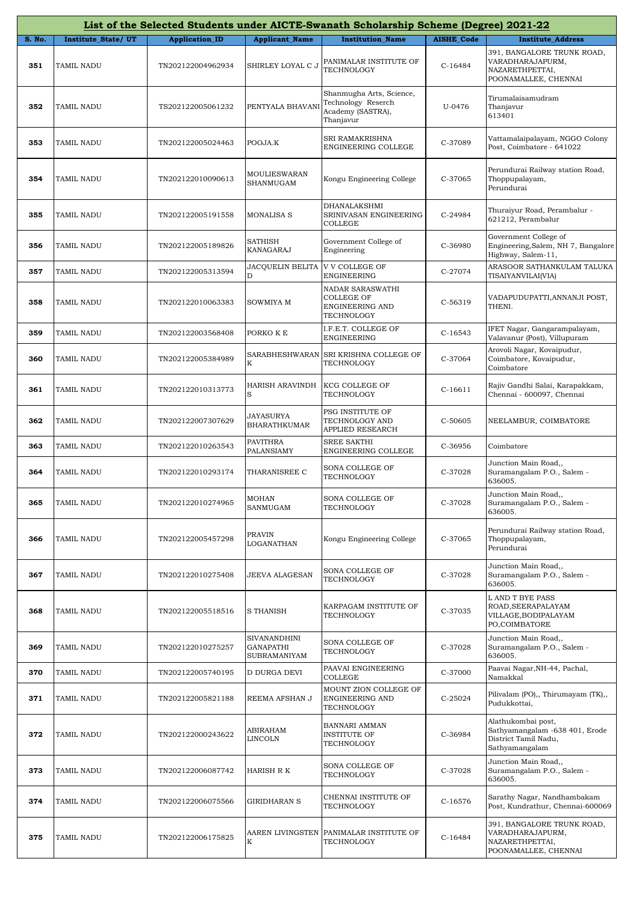# List of the Selected Students under AICTE-Swanath Scholarship Scheme (Degree) 2021-22

| S. No. | Institute_State/ UT | Application_ID | Applicant_Name | Institution_Name | AISHE_Code | Institute_Address |
|---|---|---|---|---|---|---|
| 351 | TAMIL NADU | TN202122004962934 | SHIRLEY LOYAL C J | PANIMALAR INSTITUTE OF TECHNOLOGY | C-16484 | 391, BANGALORE TRUNK ROAD, VARADHARAJAPURM, NAZARETHPETTAI, POONAMALLEE, CHENNAI |
| 352 | TAMIL NADU | TS202122005061232 | PENTYALA BHAVANI | Shanmugha Arts, Science, Technology Reserch Academy (SASTRA), Thanjavur | U-0476 | Tirumalaisamudram Thanjavur 613401 |
| 353 | TAMIL NADU | TN202122005024463 | POOJA.K | SRI RAMAKRISHNA ENGINEERING COLLEGE | C-37089 | Vattamalaipalayam, NGGO Colony Post, Coimbatore - 641022 |
| 354 | TAMIL NADU | TN202122010090613 | MOULIESWARAN SHANMUGAM | Kongu Engineering College | C-37065 | Perundurai Railway station Road, Thoppupalayam, Perundurai |
| 355 | TAMIL NADU | TN202122005191558 | MONALISA S | DHANALAKSHMI SRINIVASAN ENGINEERING COLLEGE | C-24984 | Thuraiyur Road, Perambalur - 621212, Perambalur |
| 356 | TAMIL NADU | TN202122005189826 | SATHISH KANAGARAJ | Government College of Engineering | C-36980 | Government College of Engineering,Salem, NH 7, Bangalore Highway, Salem-11, |
| 357 | TAMIL NADU | TN202122005313594 | JACQUELIN BELITA D | V V COLLEGE OF ENGINEERING | C-27074 | ARASOOR SATHANKULAM TALUKA TISAIYANVILAI(VIA) |
| 358 | TAMIL NADU | TN202122010063383 | SOWMIYA M | NADAR SARASWATHI COLLEGE OF ENGINEERING AND TECHNOLOGY | C-56319 | VADAPUDUPATTI,ANNANJI POST, THENI. |
| 359 | TAMIL NADU | TN202122003568408 | PORKO K E | I.F.E.T. COLLEGE OF ENGINEERING | C-16543 | IFET Nagar, Gangarampalayam, Valavanur (Post), Villupuram |
| 360 | TAMIL NADU | TN202122005384989 | SARABHESHWARAN K | SRI KRISHNA COLLEGE OF TECHNOLOGY | C-37064 | Arovoli Nagar, Kovaipudur, Coimbatore, Kovaipudur, Coimbatore |
| 361 | TAMIL NADU | TN202122010313773 | HARISH ARAVINDH S | KCG COLLEGE OF TECHNOLOGY | C-16611 | Rajiv Gandhi Salai, Karapakkam, Chennai - 600097, Chennai |
| 362 | TAMIL NADU | TN202122007307629 | JAYASURYA BHARATHKUMAR | PSG INSTITUTE OF TECHNOLOGY AND APPLIED RESEARCH | C-50605 | NEELAMBUR, COIMBATORE |
| 363 | TAMIL NADU | TN202122010263543 | PAVITHRA PALANSIAMY | SREE SAKTHI ENGINEERING COLLEGE | C-36956 | Coimbatore |
| 364 | TAMIL NADU | TN202122010293174 | THARANISREE C | SONA COLLEGE OF TECHNOLOGY | C-37028 | Junction Main Road,, Suramangalam P.O., Salem - 636005. |
| 365 | TAMIL NADU | TN202122010274965 | MOHAN SANMUGAM | SONA COLLEGE OF TECHNOLOGY | C-37028 | Junction Main Road,, Suramangalam P.O., Salem - 636005. |
| 366 | TAMIL NADU | TN202122005457298 | PRAVIN LOGANATHAN | Kongu Engineering College | C-37065 | Perundurai Railway station Road, Thoppupalayam, Perundurai |
| 367 | TAMIL NADU | TN202122010275408 | JEEVA ALAGESAN | SONA COLLEGE OF TECHNOLOGY | C-37028 | Junction Main Road,, Suramangalam P.O., Salem - 636005. |
| 368 | TAMIL NADU | TN202122005518516 | S THANISH | KARPAGAM INSTITUTE OF TECHNOLOGY | C-37035 | L AND T BYE PASS ROAD,SEERAPALAYAM VILLAGE,BODIPALAYAM PO,COIMBATORE |
| 369 | TAMIL NADU | TN202122010275257 | SIVANANDHINI GANAPATHI SUBRAMANIYAM | SONA COLLEGE OF TECHNOLOGY | C-37028 | Junction Main Road,, Suramangalam P.O., Salem - 636005. |
| 370 | TAMIL NADU | TN202122005740195 | D DURGA DEVI | PAAVAI ENGINEERING COLLEGE | C-37000 | Paavai Nagar,NH-44, Pachal, Namakkal |
| 371 | TAMIL NADU | TN202122005821188 | REEMA AFSHAN J | MOUNT ZION COLLEGE OF ENGINEERING AND TECHNOLOGY | C-25024 | Pilivalam (PO),, Thirumayam (TK),, Pudukkottai, |
| 372 | TAMIL NADU | TN202122000243622 | ABIRAHAM LINCOLN | BANNARI AMMAN INSTITUTE OF TECHNOLOGY | C-36984 | Alathukombai post, Sathyamangalam -638 401, Erode District Tamil Nadu, Sathyamangalam |
| 373 | TAMIL NADU | TN202122006087742 | HARISH R K | SONA COLLEGE OF TECHNOLOGY | C-37028 | Junction Main Road,, Suramangalam P.O., Salem - 636005. |
| 374 | TAMIL NADU | TN202122006075566 | GIRIDHARAN S | CHENNAI INSTITUTE OF TECHNOLOGY | C-16576 | Sarathy Nagar, Nandhambakam Post, Kundrathur, Chennai-600069 |
| 375 | TAMIL NADU | TN202122006175825 | AAREN LIVINGSTEN K | PANIMALAR INSTITUTE OF TECHNOLOGY | C-16484 | 391, BANGALORE TRUNK ROAD, VARADHARAJAPURM, NAZARETHPETTAI, POONAMALLEE, CHENNAI |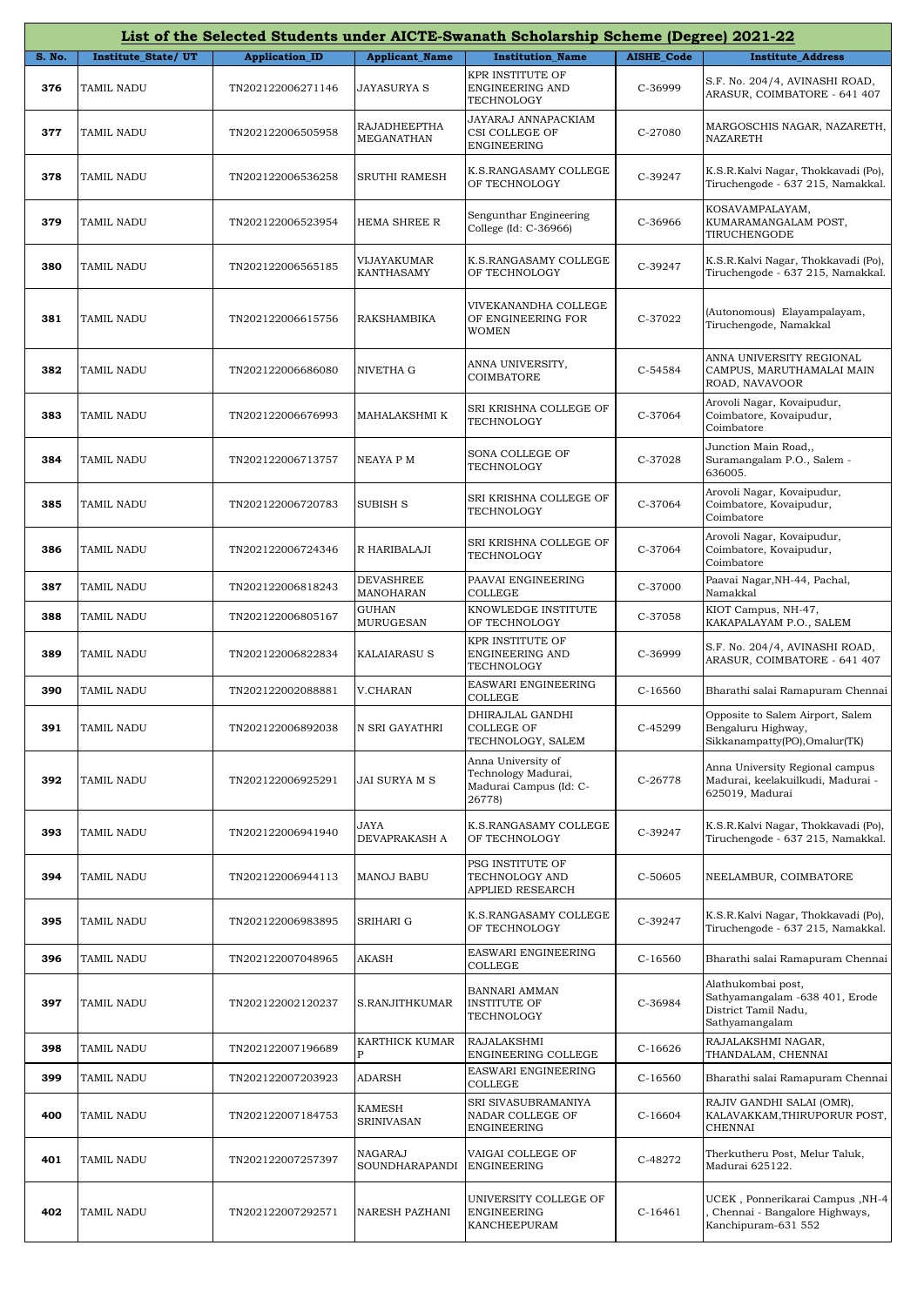| List of the Selected Students under AICTE-Swanath Scholarship Scheme (Degree) 2021-22 | | | | | | |
|---|---|---|---|---|---|---|
| S. No. | Institute_State/ UT | Application_ID | Applicant_Name | Institution_Name | AISHE_Code | Institute_Address |
| 376 | TAMIL NADU | TN202122006271146 | JAYASURYA S | KPR INSTITUTE OF ENGINEERING AND TECHNOLOGY | C-36999 | S.F. No. 204/4, AVINASHI ROAD, ARASUR, COIMBATORE - 641 407 |
| 377 | TAMIL NADU | TN202122006505958 | RAJADHEEPTHA MEGANATHAN | JAYARAJ ANNAPACKIAM CSI COLLEGE OF ENGINEERING | C-27080 | MARGOSCHIS NAGAR, NAZARETH, NAZARETH |
| 378 | TAMIL NADU | TN202122006536258 | SRUTHI RAMESH | K.S.RANGASAMY COLLEGE OF TECHNOLOGY | C-39247 | K.S.R.Kalvi Nagar, Thokkavadi (Po), Tiruchengode - 637 215, Namakkal. |
| 379 | TAMIL NADU | TN202122006523954 | HEMA SHREE R | Sengunthar Engineering College (Id: C-36966) | C-36966 | KOSAVAMPALAYAM, KUMARAMANGALAM POST, TIRUCHENGODE |
| 380 | TAMIL NADU | TN202122006565185 | VIJAYAKUMAR KANTHASAMY | K.S.RANGASAMY COLLEGE OF TECHNOLOGY | C-39247 | K.S.R.Kalvi Nagar, Thokkavadi (Po), Tiruchengode - 637 215, Namakkal. |
| 381 | TAMIL NADU | TN202122006615756 | RAKSHAMBIKA | VIVEKANANDHA COLLEGE OF ENGINEERING FOR WOMEN | C-37022 | (Autonomous) Elayampalayam, Tiruchengode, Namakkal |
| 382 | TAMIL NADU | TN202122006686080 | NIVETHA G | ANNA UNIVERSITY, COIMBATORE | C-54584 | ANNA UNIVERSITY REGIONAL CAMPUS, MARUTHAMALAI MAIN ROAD, NAVAVOOR |
| 383 | TAMIL NADU | TN202122006676993 | MAHALAKSHMI K | SRI KRISHNA COLLEGE OF TECHNOLOGY | C-37064 | Arovoli Nagar, Kovaipudur, Coimbatore, Kovaipudur, Coimbatore |
| 384 | TAMIL NADU | TN202122006713757 | NEAYA P M | SONA COLLEGE OF TECHNOLOGY | C-37028 | Junction Main Road,, Suramangalam P.O., Salem - 636005. |
| 385 | TAMIL NADU | TN202122006720783 | SUBISH S | SRI KRISHNA COLLEGE OF TECHNOLOGY | C-37064 | Arovoli Nagar, Kovaipudur, Coimbatore, Kovaipudur, Coimbatore |
| 386 | TAMIL NADU | TN202122006724346 | R HARIBALAJI | SRI KRISHNA COLLEGE OF TECHNOLOGY | C-37064 | Arovoli Nagar, Kovaipudur, Coimbatore, Kovaipudur, Coimbatore |
| 387 | TAMIL NADU | TN202122006818243 | DEVASHREE MANOHARAN | PAAVAI ENGINEERING COLLEGE | C-37000 | Paavai Nagar,NH-44, Pachal, Namakkal |
| 388 | TAMIL NADU | TN202122006805167 | GUHAN MURUGESAN | KNOWLEDGE INSTITUTE OF TECHNOLOGY | C-37058 | KIOT Campus, NH-47, KAKAPALAYAM P.O., SALEM |
| 389 | TAMIL NADU | TN202122006822834 | KALAIARASU S | KPR INSTITUTE OF ENGINEERING AND TECHNOLOGY | C-36999 | S.F. No. 204/4, AVINASHI ROAD, ARASUR, COIMBATORE - 641 407 |
| 390 | TAMIL NADU | TN202122002088881 | V.CHARAN | EASWARI ENGINEERING COLLEGE | C-16560 | Bharathi salai Ramapuram Chennai |
| 391 | TAMIL NADU | TN202122006892038 | N SRI GAYATHRI | DHIRAJLAL GANDHI COLLEGE OF TECHNOLOGY, SALEM | C-45299 | Opposite to Salem Airport, Salem Bengaluru Highway, Sikkanampatty(PO),Omalur(TK) |
| 392 | TAMIL NADU | TN202122006925291 | JAI SURYA M S | Anna University of Technology Madurai, Madurai Campus (Id: C-26778) | C-26778 | Anna University Regional campus Madurai, keelakuilkudi, Madurai - 625019, Madurai |
| 393 | TAMIL NADU | TN202122006941940 | JAYA DEVAPRAKASH A | K.S.RANGASAMY COLLEGE OF TECHNOLOGY | C-39247 | K.S.R.Kalvi Nagar, Thokkavadi (Po), Tiruchengode - 637 215, Namakkal. |
| 394 | TAMIL NADU | TN202122006944113 | MANOJ BABU | PSG INSTITUTE OF TECHNOLOGY AND APPLIED RESEARCH | C-50605 | NEELAMBUR, COIMBATORE |
| 395 | TAMIL NADU | TN202122006983895 | SRIHARI G | K.S.RANGASAMY COLLEGE OF TECHNOLOGY | C-39247 | K.S.R.Kalvi Nagar, Thokkavadi (Po), Tiruchengode - 637 215, Namakkal. |
| 396 | TAMIL NADU | TN202122007048965 | AKASH | EASWARI ENGINEERING COLLEGE | C-16560 | Bharathi salai Ramapuram Chennai |
| 397 | TAMIL NADU | TN202122002120237 | S.RANJITHKUMAR | BANNARI AMMAN INSTITUTE OF TECHNOLOGY | C-36984 | Alathukombai post, Sathyamangalam -638 401, Erode District Tamil Nadu, Sathyamangalam |
| 398 | TAMIL NADU | TN202122007196689 | KARTHICK KUMAR P | RAJALAKSHMI ENGINEERING COLLEGE | C-16626 | RAJALAKSHMI NAGAR, THANDALAM, CHENNAI |
| 399 | TAMIL NADU | TN202122007203923 | ADARSH | EASWARI ENGINEERING COLLEGE | C-16560 | Bharathi salai Ramapuram Chennai |
| 400 | TAMIL NADU | TN202122007184753 | KAMESH SRINIVASAN | SRI SIVASUBRAMANIYA NADAR COLLEGE OF ENGINEERING | C-16604 | RAJIV GANDHI SALAI (OMR), KALAVAKKAM,THIRUPORUR POST, CHENNAI |
| 401 | TAMIL NADU | TN202122007257397 | NAGARAJ SOUNDHARAPANDI | VAIGAI COLLEGE OF ENGINEERING | C-48272 | Therkutheru Post, Melur Taluk, Madurai 625122. |
| 402 | TAMIL NADU | TN202122007292571 | NARESH PAZHANI | UNIVERSITY COLLEGE OF ENGINEERING KANCHEEPURAM | C-16461 | UCEK , Ponnerikarai Campus ,NH-4 , Chennai - Bangalore Highways, Kanchipuram-631 552 |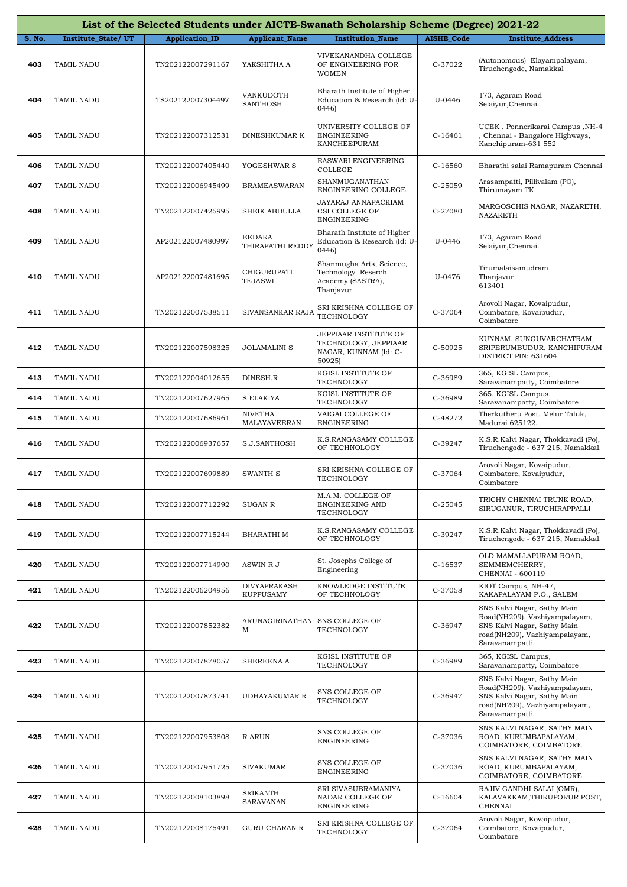| List of the Selected Students under AICTE-Swanath Scholarship Scheme (Degree) 2021-22 | | | | | | |
|---|---|---|---|---|---|---|
| S. No. | Institute_State/ UT | Application_ID | Applicant_Name | Institution_Name | AISHE_Code | Institute_Address |
| 403 | TAMIL NADU | TN202122007291167 | YAKSHITHA A | VIVEKANANDHA COLLEGE OF ENGINEERING FOR WOMEN | C-37022 | (Autonomous) Elayampalayam, Tiruchengode, Namakkal |
| 404 | TAMIL NADU | TS202122007304497 | VANKUDOTH SANTHOSH | Bharath Institute of Higher Education & Research (Id: U-0446) | U-0446 | 173, Agaram Road Selaiyur,Chennai. |
| 405 | TAMIL NADU | TN202122007312531 | DINESHKUMAR K | UNIVERSITY COLLEGE OF ENGINEERING KANCHEEPURAM | C-16461 | UCEK , Ponnerikarai Campus ,NH-4 , Chennai - Bangalore Highways, Kanchipuram-631 552 |
| 406 | TAMIL NADU | TN202122007405440 | YOGESHWAR S | EASWARI ENGINEERING COLLEGE | C-16560 | Bharathi salai Ramapuram Chennai |
| 407 | TAMIL NADU | TN202122006945499 | BRAMEASWARAN | SHANMUGANATHAN ENGINEERING COLLEGE | C-25059 | Arasampatti, Pillivalam (PO), Thirumayam TK |
| 408 | TAMIL NADU | TN202122007425995 | SHEIK ABDULLA | JAYARAJ ANNAPACKIAM CSI COLLEGE OF ENGINEERING | C-27080 | MARGOSCHIS NAGAR, NAZARETH, NAZARETH |
| 409 | TAMIL NADU | AP202122007480997 | EEDARA THIRAPATHI REDDY | Bharath Institute of Higher Education & Research (Id: U-0446) | U-0446 | 173, Agaram Road Selaiyur,Chennai. |
| 410 | TAMIL NADU | AP202122007481695 | CHIGURUPATI TEJASWI | Shanmugha Arts, Science, Technology Reserch Academy (SASTRA), Thanjavur | U-0476 | Tirumalaisamudram Thanjavur 613401 |
| 411 | TAMIL NADU | TN202122007538511 | SIVANSANKAR RAJA | SRI KRISHNA COLLEGE OF TECHNOLOGY | C-37064 | Arovoli Nagar, Kovaipudur, Coimbatore, Kovaipudur, Coimbatore |
| 412 | TAMIL NADU | TN202122007598325 | JOLAMALINI S | JEPPIAAR INSTITUTE OF TECHNOLOGY, JEPPIAAR NAGAR, KUNNAM (Id: C-50925) | C-50925 | KUNNAM, SUNGUVARCHATRAM, SRIPERUMBUDUR, KANCHIPURAM DISTRICT PIN: 631604. |
| 413 | TAMIL NADU | TN202122004012655 | DINESH.R | KGISL INSTITUTE OF TECHNOLOGY | C-36989 | 365, KGISL Campus, Saravanampatty, Coimbatore |
| 414 | TAMIL NADU | TN202122007627965 | S ELAKIYA | KGISL INSTITUTE OF TECHNOLOGY | C-36989 | 365, KGISL Campus, Saravanampatty, Coimbatore |
| 415 | TAMIL NADU | TN202122007686961 | NIVETHA MALAYAVEERAN | VAIGAI COLLEGE OF ENGINEERING | C-48272 | Therkutheru Post, Melur Taluk, Madurai 625122. |
| 416 | TAMIL NADU | TN202122006937657 | S.J.SANTHOSH | K.S.RANGASAMY COLLEGE OF TECHNOLOGY | C-39247 | K.S.R.Kalvi Nagar, Thokkavadi (Po), Tiruchengode - 637 215, Namakkal. |
| 417 | TAMIL NADU | TN202122007699889 | SWANTH S | SRI KRISHNA COLLEGE OF TECHNOLOGY | C-37064 | Arovoli Nagar, Kovaipudur, Coimbatore, Kovaipudur, Coimbatore |
| 418 | TAMIL NADU | TN202122007712292 | SUGAN R | M.A.M. COLLEGE OF ENGINEERING AND TECHNOLOGY | C-25045 | TRICHY CHENNAI TRUNK ROAD, SIRUGANUR, TIRUCHIRAPPALLI |
| 419 | TAMIL NADU | TN202122007715244 | BHARATHI M | K.S.RANGASAMY COLLEGE OF TECHNOLOGY | C-39247 | K.S.R.Kalvi Nagar, Thokkavadi (Po), Tiruchengode - 637 215, Namakkal. |
| 420 | TAMIL NADU | TN202122007714990 | ASWIN R J | St. Josephs College of Engineering | C-16537 | OLD MAMALLAPURAM ROAD, SEMMEMCHERRY, CHENNAI - 600119 |
| 421 | TAMIL NADU | TN202122006204956 | DIVYAPRAKASH KUPPUSAMY | KNOWLEDGE INSTITUTE OF TECHNOLOGY | C-37058 | KIOT Campus, NH-47, KAKAPALAYAM P.O., SALEM |
| 422 | TAMIL NADU | TN202122007852382 | ARUNAGIRINATHAN M | SNS COLLEGE OF TECHNOLOGY | C-36947 | SNS Kalvi Nagar, Sathy Main Road(NH209), Vazhiyampalayam, SNS Kalvi Nagar, Sathy Main road(NH209), Vazhiyampalayam, Saravanampatti |
| 423 | TAMIL NADU | TN202122007878057 | SHEREENA A | KGISL INSTITUTE OF TECHNOLOGY | C-36989 | 365, KGISL Campus, Saravanampatty, Coimbatore |
| 424 | TAMIL NADU | TN202122007873741 | UDHAYAKUMAR R | SNS COLLEGE OF TECHNOLOGY | C-36947 | SNS Kalvi Nagar, Sathy Main Road(NH209), Vazhiyampalayam, SNS Kalvi Nagar, Sathy Main road(NH209), Vazhiyampalayam, Saravanampatti |
| 425 | TAMIL NADU | TN202122007953808 | R ARUN | SNS COLLEGE OF ENGINEERING | C-37036 | SNS KALVI NAGAR, SATHY MAIN ROAD, KURUMBAPALAYAM, COIMBATORE, COIMBATORE |
| 426 | TAMIL NADU | TN202122007951725 | SIVAKUMAR | SNS COLLEGE OF ENGINEERING | C-37036 | SNS KALVI NAGAR, SATHY MAIN ROAD, KURUMBAPALAYAM, COIMBATORE, COIMBATORE |
| 427 | TAMIL NADU | TN202122008103898 | SRIKANTH SARAVANAN | SRI SIVASUBRAMANIYA NADAR COLLEGE OF ENGINEERING | C-16604 | RAJIV GANDHI SALAI (OMR), KALAVAKKAM,THIRUPORUR POST, CHENNAI |
| 428 | TAMIL NADU | TN202122008175491 | GURU CHARAN R | SRI KRISHNA COLLEGE OF TECHNOLOGY | C-37064 | Arovoli Nagar, Kovaipudur, Coimbatore, Kovaipudur, Coimbatore |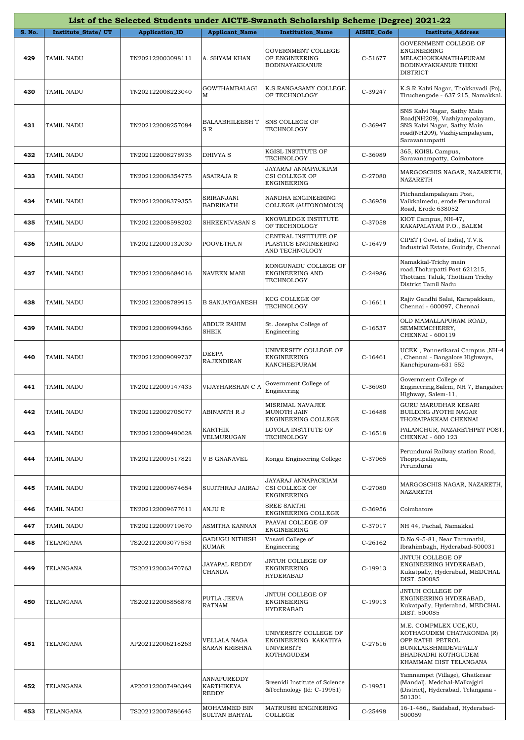| List of the Selected Students under AICTE-Swanath Scholarship Scheme (Degree) 2021-22 | | | | | | |
|---|---|---|---|---|---|---|
| **S. No.** | **Institute_State/ UT** | **Application_ID** | **Applicant_Name** | **Institution_Name** | **AISHE_Code** | **Institute_Address** |
| 429 | TAMIL NADU | TN202122003098111 | A. SHYAM KHAN | GOVERNMENT COLLEGE OF ENGINEERING BODINAYAKKANUR | C-51677 | GOVERNMENT COLLEGE OF ENGINEERING MELACHOKKANATHAPURAM BODINAYAKKANUR THENI DISTRICT |
| 430 | TAMIL NADU | TN202122008223040 | GOWTHAMBALAGI M | K.S.RANGASAMY COLLEGE OF TECHNOLOGY | C-39247 | K.S.R.Kalvi Nagar, Thokkavadi (Po), Tiruchengode - 637 215, Namakkal. |
| 431 | TAMIL NADU | TN202122008257084 | BALAABHILEESH T S R | SNS COLLEGE OF TECHNOLOGY | C-36947 | SNS Kalvi Nagar, Sathy Main Road(NH209), Vazhiyampalayam, SNS Kalvi Nagar, Sathy Main road(NH209), Vazhiyampalayam, Saravanampatti |
| 432 | TAMIL NADU | TN202122008278935 | DHIVYA S | KGISL INSTITUTE OF TECHNOLOGY | C-36989 | 365, KGISL Campus, Saravanampatty, Coimbatore |
| 433 | TAMIL NADU | TN202122008354775 | ASAIRAJA R | JAYARAJ ANNAPACKIAM CSI COLLEGE OF ENGINEERING | C-27080 | MARGOSCHIS NAGAR, NAZARETH, NAZARETH |
| 434 | TAMIL NADU | TN202122008379355 | SRIRANJANI BADRINATH | NANDHA ENGINEERING COLLEGE (AUTONOMOUS) | C-36958 | Pitchandampalayam Post, Vaikkalmedu, erode Perundurai Road, Erode 638052 |
| 435 | TAMIL NADU | TN202122008598202 | SHREENIVASAN S | KNOWLEDGE INSTITUTE OF TECHNOLOGY | C-37058 | KIOT Campus, NH-47, KAKAPALAYAM P.O., SALEM |
| 436 | TAMIL NADU | TN202122000132030 | POOVETHA.N | CENTRAL INSTITUTE OF PLASTICS ENGINEERING AND TECHNOLOGY | C-16479 | CIPET ( Govt. of India), T.V.K Industrial Estate, Guindy, Chennai |
| 437 | TAMIL NADU | TN202122008684016 | NAVEEN MANI | KONGUNADU COLLEGE OF ENGINEERING AND TECHNOLOGY | C-24986 | Namakkal-Trichy main road,Tholurpatti Post 621215, Thottiam Taluk, Thottiam Trichy District Tamil Nadu |
| 438 | TAMIL NADU | TN202122008789915 | B SANJAYGANESH | KCG COLLEGE OF TECHNOLOGY | C-16611 | Rajiv Gandhi Salai, Karapakkam, Chennai - 600097, Chennai |
| 439 | TAMIL NADU | TN202122008994366 | ABDUR RAHIM SHEIK | St. Josephs College of Engineering | C-16537 | OLD MAMALLAPURAM ROAD, SEMMEMCHERRY, CHENNAI - 600119 |
| 440 | TAMIL NADU | TN202122009099737 | DEEPA RAJENDIRAN | UNIVERSITY COLLEGE OF ENGINEERING KANCHEEPURAM | C-16461 | UCEK , Ponnerikarai Campus ,NH-4 , Chennai - Bangalore Highways, Kanchipuram-631 552 |
| 441 | TAMIL NADU | TN202122009147433 | VIJAYHARSHAN C A | Government College of Engineering | C-36980 | Government College of Engineering,Salem, NH 7, Bangalore Highway, Salem-11, |
| 442 | TAMIL NADU | TN202122002705077 | ABINANTH R J | MISRIMAL NAVAJEE MUNOTH JAIN ENGINEERING COLLEGE | C-16488 | GURU MARUDHAR KESARI BUILDING JYOTHI NAGAR THORAIPAKKAM CHENNAI |
| 443 | TAMIL NADU | TN202122009490628 | KARTHIK VELMURUGAN | LOYOLA INSTITUTE OF TECHNOLOGY | C-16518 | PALANCHUR, NAZARETHPET POST, CHENNAI - 600 123 |
| 444 | TAMIL NADU | TN202122009517821 | V B GNANAVEL | Kongu Engineering College | C-37065 | Perundurai Railway station Road, Thoppupalayam, Perundurai |
| 445 | TAMIL NADU | TN202122009674654 | SUJITHRAJ JAIRAJ | JAYARAJ ANNAPACKIAM CSI COLLEGE OF ENGINEERING | C-27080 | MARGOSCHIS NAGAR, NAZARETH, NAZARETH |
| 446 | TAMIL NADU | TN202122009677611 | ANJU R | SREE SAKTHI ENGINEERING COLLEGE | C-36956 | Coimbatore |
| 447 | TAMIL NADU | TN202122009719670 | ASMITHA KANNAN | PAAVAI COLLEGE OF ENGINEERING | C-37017 | NH 44, Pachal, Namakkal |
| 448 | TELANGANA | TS202122003077553 | GADUGU NITHISH KUMAR | Vasavi College of Engineering | C-26162 | D.No.9-5-81, Near Taramathi, Ibrahimbagh, Hyderabad-500031 |
| 449 | TELANGANA | TS202122003470763 | JAYAPAL REDDY CHANDA | JNTUH COLLEGE OF ENGINEERING HYDERABAD | C-19913 | JNTUH COLLEGE OF ENGINEERING HYDERABAD, Kukatpally, Hyderabad, MEDCHAL DIST. 500085 |
| 450 | TELANGANA | TS202122005856878 | PUTLA JEEVA RATNAM | JNTUH COLLEGE OF ENGINEERING HYDERABAD | C-19913 | JNTUH COLLEGE OF ENGINEERING HYDERABAD, Kukatpally, Hyderabad, MEDCHAL DIST. 500085 |
| 451 | TELANGANA | AP202122006218263 | VELLALA NAGA SARAN KRISHNA | UNIVERSITY COLLEGE OF ENGINEERING KAKATIYA UNIVERSITY KOTHAGUDEM | C-27616 | M.E. COMPMLEX UCE,KU, KOTHAGUDEM CHATAKONDA (R) OPP RATHI PETROL BUNKLAKSHMIDEVIPALLY BHADRADRI KOTHGUDEM KHAMMAM DIST TELANGANA |
| 452 | TELANGANA | AP202122007496349 | ANNAPUREDDY KARTHIKEYA REDDY | Sreenidi Institute of Science &Technology (Id: C-19951) | C-19951 | Yamnampet (Village), Ghatkesar (Mandal), Medchal-Malkajgiri (District), Hyderabad, Telangana - 501301 |
| 453 | TELANGANA | TS202122007886645 | MOHAMMED BIN SULTAN BAHYAL | MATRUSRI ENGINERING COLLEGE | C-25498 | 16-1-486,, Saidabad, Hyderabad-500059 |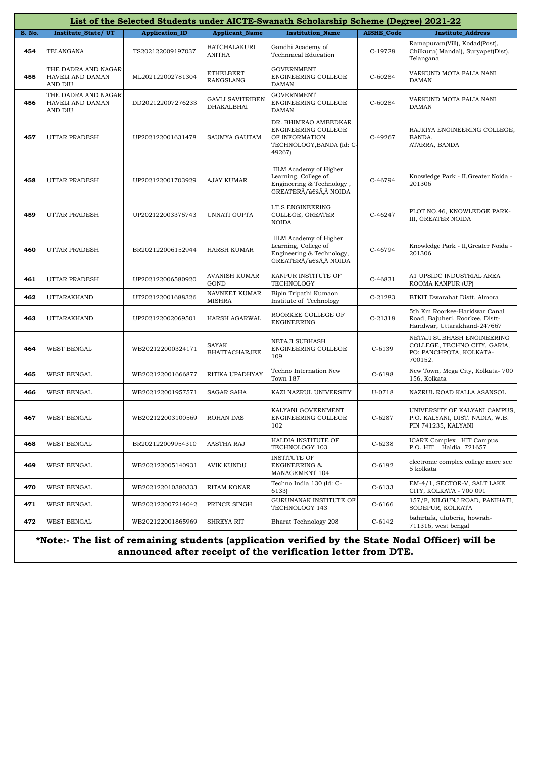## List of the Selected Students under AICTE-Swanath Scholarship Scheme (Degree) 2021-22

| S. No. | Institute_State/ UT | Application_ID | Applicant_Name | Institution_Name | AISHE_Code | Institute_Address |
|---|---|---|---|---|---|---|
| 454 | TELANGANA | TS202122009197037 | BATCHALAKURI ANITHA | Gandhi Academy of Technnical Education | C-19728 | Ramapuram(Vill), Kodad(Post), Chilkuru( Mandal), Suryapet(Dist), Telangana |
| 455 | THE DADRA AND NAGAR HAVELI AND DAMAN AND DIU | ML202122002781304 | ETHELBERT RANGSLANG | GOVERNMENT ENGINEERING COLLEGE DAMAN | C-60284 | VARKUND MOTA FALIA NANI DAMAN |
| 456 | THE DADRA AND NAGAR HAVELI AND DAMAN AND DIU | DD202122007276233 | GAVLI SAVITRIBEN DHAKALBHAI | GOVERNMENT ENGINEERING COLLEGE DAMAN | C-60284 | VARKUND MOTA FALIA NANI DAMAN |
| 457 | UTTAR PRADESH | UP202122001631478 | SAUMYA GAUTAM | DR. BHIMRAO AMBEDKAR ENGINEERING COLLEGE OF INFORMATION TECHNOLOGY,BANDA (Id: C-49267) | C-49267 | RAJKIYA ENGINEERING COLLEGE, BANDA. ATARRA, BANDA |
| 458 | UTTAR PRADESH | UP202122001703929 | AJAY KUMAR | IILM Academy of Higher Learning, College of Engineering & Technology , GREATERÃƒâ€šÃ‚ NOIDA | C-46794 | Knowledge Park - II,Greater Noida - 201306 |
| 459 | UTTAR PRADESH | UP202122003375743 | UNNATI GUPTA | I.T.S ENGINEERING COLLEGE, GREATER NOIDA | C-46247 | PLOT NO.46, KNOWLEDGE PARK-III, GREATER NOIDA |
| 460 | UTTAR PRADESH | BR202122006152944 | HARSH KUMAR | IILM Academy of Higher Learning, College of Engineering & Technology, GREATERÃƒâ€šÃ‚ NOIDA | C-46794 | Knowledge Park - II,Greater Noida - 201306 |
| 461 | UTTAR PRADESH | UP202122006580920 | AVANISH KUMAR GOND | KANPUR INSTITUTE OF TECHNOLOGY | C-46831 | A1 UPSIDC INDUSTRIAL AREA ROOMA KANPUR (UP) |
| 462 | UTTARAKHAND | UT202122001688326 | NAVNEET KUMAR MISHRA | Bipin Tripathi Kumaon Institute of Technology | C-21283 | BTKIT Dwarahat Distt. Almora |
| 463 | UTTARAKHAND | UP202122002069501 | HARSH AGARWAL | ROORKEE COLLEGE OF ENGINEERING | C-21318 | 5th Km Roorkee-Haridwar Canal Road, Bajuheri, Roorkee, Distt-Haridwar, Uttarakhand-247667 |
| 464 | WEST BENGAL | WB202122000324171 | SAYAK BHATTACHARJEE | NETAJI SUBHASH ENGINEERING COLLEGE 109 | C-6139 | NETAJI SUBHASH ENGINEERING COLLEGE, TECHNO CITY, GARIA, PO: PANCHPOTA, KOLKATA-700152. |
| 465 | WEST BENGAL | WB202122001666877 | RITIKA UPADHYAY | Techno Internation New Town 187 | C-6198 | New Town, Mega City, Kolkata- 700 156, Kolkata |
| 466 | WEST BENGAL | WB202122001957571 | SAGAR SAHA | KAZI NAZRUL UNIVERSITY | U-0718 | NAZRUL ROAD KALLA ASANSOL |
| 467 | WEST BENGAL | WB202122003100569 | ROHAN DAS | KALYANI GOVERNMENT ENGINEERING COLLEGE 102 | C-6287 | UNIVERSITY OF KALYANI CAMPUS, P.O. KALYANI, DIST. NADIA, W.B. PIN 741235, KALYANI |
| 468 | WEST BENGAL | BR202122009954310 | AASTHA RAJ | HALDIA INSTITUTE OF TECHNOLOGY 103 | C-6238 | ICARE Complex HIT Campus P.O. HIT Haldia 721657 |
| 469 | WEST BENGAL | WB202122005140931 | AVIK KUNDU | INSTITUTE OF ENGINEERING & MANAGEMENT 104 | C-6192 | electronic complex college more sec 5 kolkata |
| 470 | WEST BENGAL | WB202122010380333 | RITAM KONAR | Techno India 130 (Id: C-6133) | C-6133 | EM-4/1, SECTOR-V, SALT LAKE CITY, KOLKATA - 700 091 |
| 471 | WEST BENGAL | WB202122007214042 | PRINCE SINGH | GURUNANAK INSTITUTE OF TECHNOLOGY 143 | C-6166 | 157/F, NILGUNJ ROAD, PANIHATI, SODEPUR, KOLKATA |
| 472 | WEST BENGAL | WB202122001865969 | SHREYA RIT | Bharat Technology 208 | C-6142 | bahirtafa, uluberia, howrah-711316, west bengal |

**\*Note:- The list of remaining students (application verified by the State Nodal Officer) will be announced after receipt of the verification letter from DTE.**